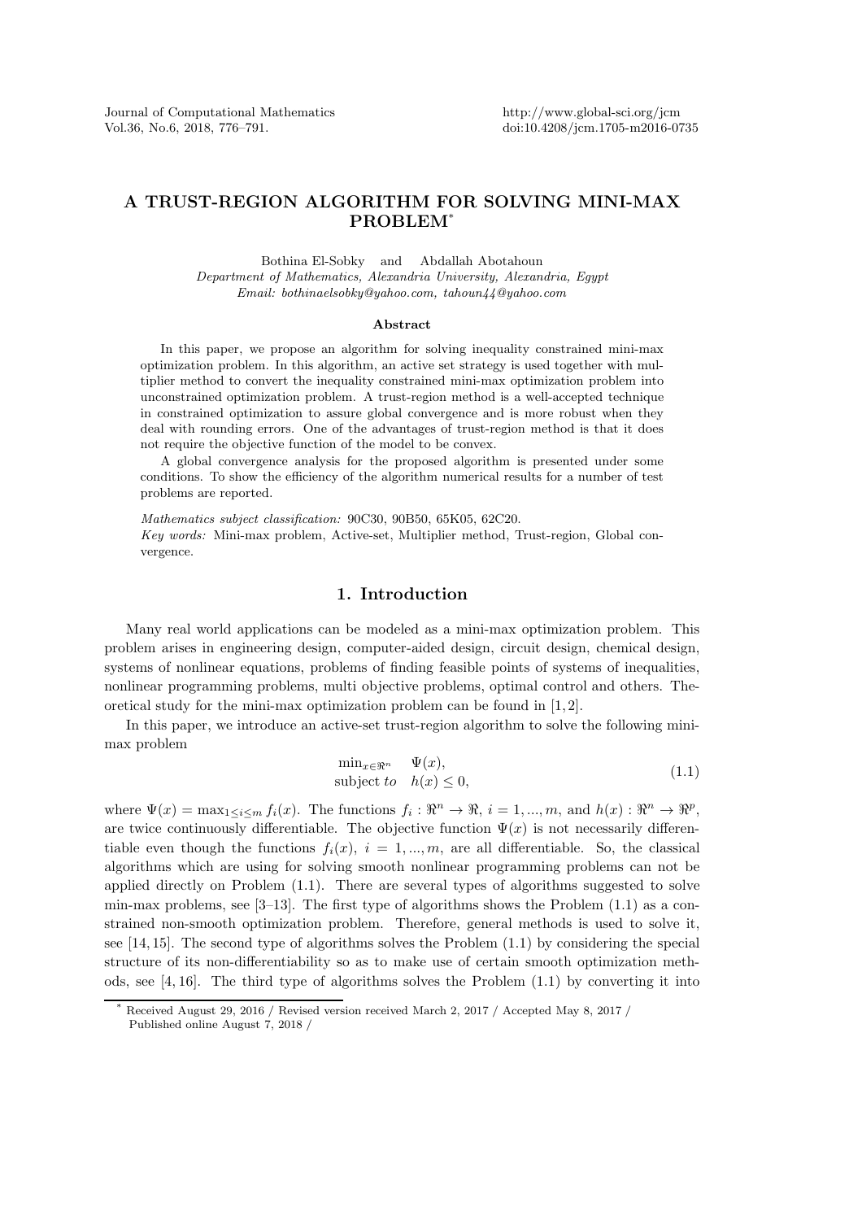# A TRUST-REGION ALGORITHM FOR SOLVING MINI-MAX PROBLEM*

Bothina El-Sobky and Abdallah Abotahoun

*Department of Mathematics, Alexandria University, Alexandria, Egypt*

*Email: bothinaelsobky@yahoo.com, tahoun44@yahoo.com*

### Abstract

In this paper, we propose an algorithm for solving inequality constrained mini-max optimization problem. In this algorithm, an active set strategy is used together with multiplier method to convert the inequality constrained mini-max optimization problem into unconstrained optimization problem. A trust-region method is a well-accepted technique in constrained optimization to assure global convergence and is more robust when they deal with rounding errors. One of the advantages of trust-region method is that it does not require the objective function of the model to be convex.

A global convergence analysis for the proposed algorithm is presented under some conditions. To show the efficiency of the algorithm numerical results for a number of test problems are reported.

*Mathematics subject classification:* 90C30, 90B50, 65K05, 62C20.

*Key words:* Mini-max problem, Active-set, Multiplier method, Trust-region, Global convergence.

## 1. Introduction

Many real world applications can be modeled as a mini-max optimization problem. This problem arises in engineering design, computer-aided design, circuit design, chemical design, systems of nonlinear equations, problems of finding feasible points of systems of inequalities, nonlinear programming problems, multi objective problems, optimal control and others. Theoretical study for the mini-max optimization problem can be found in [1,2].

In this paper, we introduce an active-set trust-region algorithm to solve the following mini-max problem

$$\begin{array}{ll} \min_{x\in\Re^n} & \Psi(x), \\ \text{subject } to & h(x)\leq 0, \end{array} \tag{1.1}$$

where $\Psi(x)=\max_{1\leq i\leq m} f_i(x)$. The functions $f_i:\Re^n\to\Re$, $i=1,...,m$, and $h(x):\Re^n\to\Re^p$, are twice continuously differentiable. The objective function $\Psi(x)$ is not necessarily differentiable even though the functions $f_i(x)$, $i=1,...,m$, are all differentiable. So, the classical algorithms which are using for solving smooth nonlinear programming problems can not be applied directly on Problem (1.1). There are several types of algorithms suggested to solve min-max problems, see [3–13]. The first type of algorithms shows the Problem (1.1) as a constrained non-smooth optimization problem. Therefore, general methods is used to solve it, see [14,15]. The second type of algorithms solves the Problem (1.1) by considering the special structure of its non-differentiability so as to make use of certain smooth optimization methods, see [4,16]. The third type of algorithms solves the Problem (1.1) by converting it into

* Received August 29, 2016 / Revised version received March 2, 2017 / Accepted May 8, 2017 / Published online August 7, 2018 /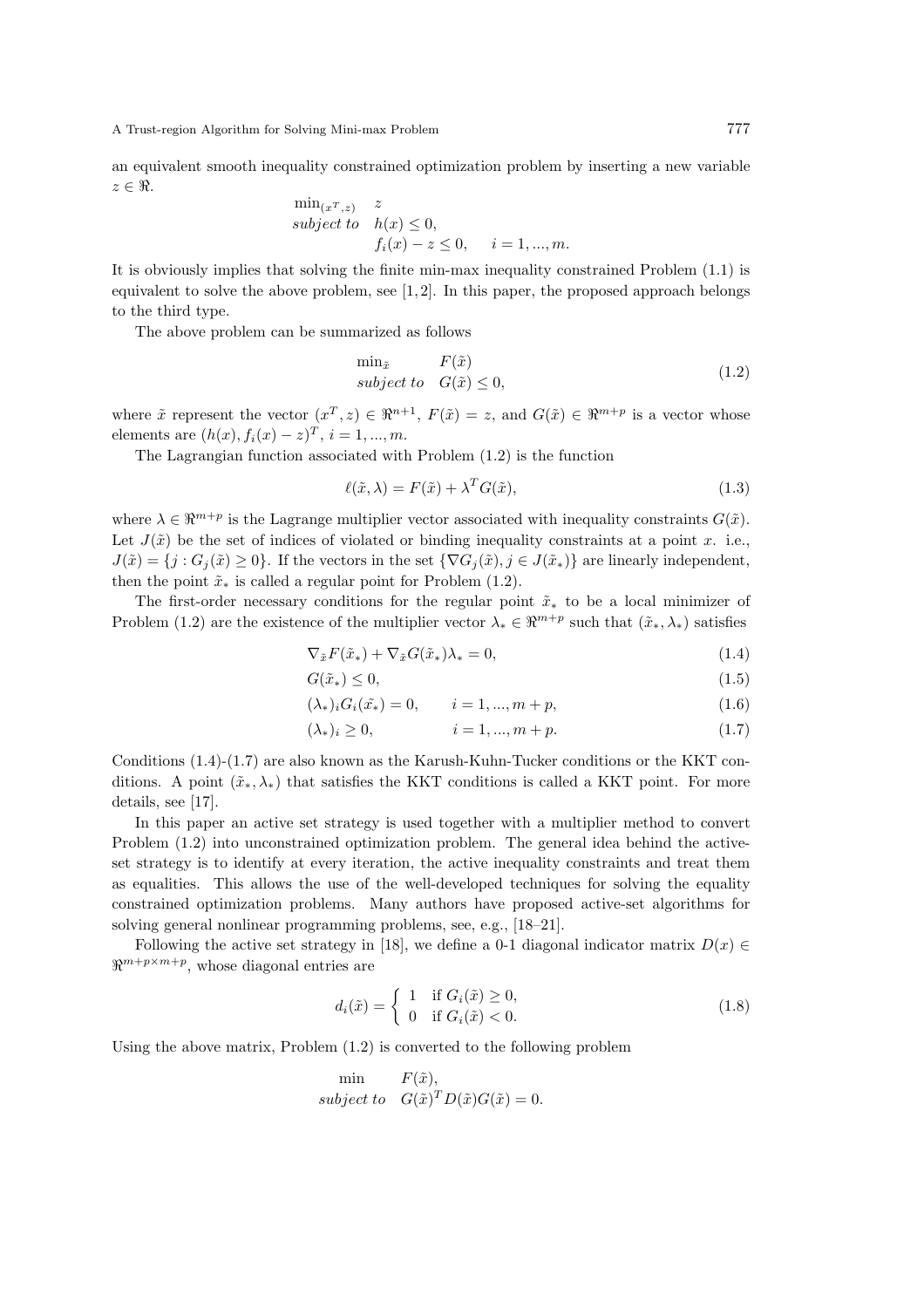an equivalent smooth inequality constrained optimization problem by inserting a new variable $z \in \Re$.

$$
\begin{array}{ll}
\min_{(x^T,z)} & z \\
subject\ to & h(x) \leq 0, \\
& f_i(x) - z \leq 0, \quad i = 1, ..., m.
\end{array}
$$

It is obviously implies that solving the finite min-max inequality constrained Problem (1.1) is equivalent to solve the above problem, see [1, 2]. In this paper, the proposed approach belongs to the third type.

The above problem can be summarized as follows

$$
\begin{array}{ll}
\min_{\tilde{x}} & F(\tilde{x}) \\
subject\ to & G(\tilde{x}) \leq 0,
\end{array}
\tag{1.2}
$$

where $\tilde{x}$ represent the vector $(x^T, z) \in \Re^{n+1}$, $F(\tilde{x}) = z$, and $G(\tilde{x}) \in \Re^{m+p}$ is a vector whose elements are $(h(x), f_i(x) - z)^T$, $i = 1, ..., m$.

The Lagrangian function associated with Problem (1.2) is the function

$$
\ell(\tilde{x}, \lambda) = F(\tilde{x}) + \lambda^T G(\tilde{x}),
\tag{1.3}
$$

where $\lambda \in \Re^{m+p}$ is the Lagrange multiplier vector associated with inequality constraints $G(\tilde{x})$. Let $J(\tilde{x})$ be the set of indices of violated or binding inequality constraints at a point $x$. i.e., $J(\tilde{x}) = \{j : G_j(\tilde{x}) \geq 0\}$. If the vectors in the set $\{\nabla G_j(\tilde{x}), j \in J(\tilde{x}_*)\}$ are linearly independent, then the point $\tilde{x}_*$ is called a regular point for Problem (1.2).

The first-order necessary conditions for the regular point $\tilde{x}_*$ to be a local minimizer of Problem (1.2) are the existence of the multiplier vector $\lambda_* \in \Re^{m+p}$ such that $(\tilde{x}_*, \lambda_*)$ satisfies

$$
\nabla_{\tilde{x}} F(\tilde{x}_*) + \nabla_{\tilde{x}} G(\tilde{x}_*) \lambda_* = 0,
\tag{1.4}
$$

$$
G(\tilde{x}_*) \leq 0,
\tag{1.5}
$$

$$
(\lambda_*)_i G_i(\tilde{x_*}) = 0, \qquad i = 1, ..., m + p,
\tag{1.6}
$$

$$
(\lambda_*)_i \geq 0, \qquad i = 1, ..., m + p.
\tag{1.7}
$$

Conditions (1.4)-(1.7) are also known as the Karush-Kuhn-Tucker conditions or the KKT conditions. A point $(\tilde{x}_*, \lambda_*)$ that satisfies the KKT conditions is called a KKT point. For more details, see [17].

In this paper an active set strategy is used together with a multiplier method to convert Problem (1.2) into unconstrained optimization problem. The general idea behind the active-set strategy is to identify at every iteration, the active inequality constraints and treat them as equalities. This allows the use of the well-developed techniques for solving the equality constrained optimization problems. Many authors have proposed active-set algorithms for solving general nonlinear programming problems, see, e.g., [18–21].

Following the active set strategy in [18], we define a 0-1 diagonal indicator matrix $D(x) \in \Re^{m+p \times m+p}$, whose diagonal entries are

$$
d_i(\tilde{x}) = \begin{cases} 1 & \text{if } G_i(\tilde{x}) \geq 0, \\ 0 & \text{if } G_i(\tilde{x}) < 0. \end{cases}
\tag{1.8}
$$

Using the above matrix, Problem (1.2) is converted to the following problem

$$
\begin{array}{ll}
\min & F(\tilde{x}), \\
subject\ to & G(\tilde{x})^T D(\tilde{x}) G(\tilde{x}) = 0.
\end{array}
$$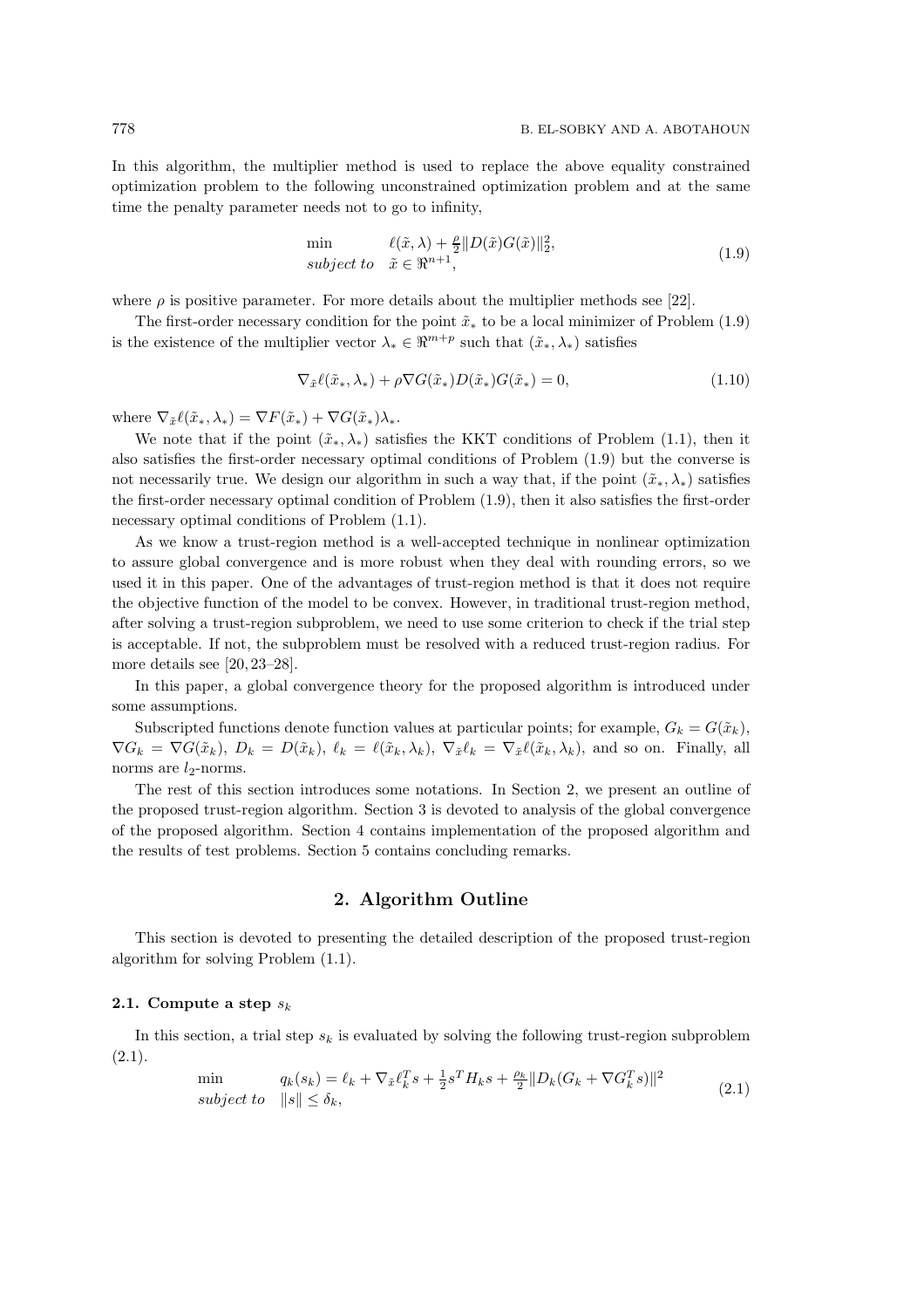In this algorithm, the multiplier method is used to replace the above equality constrained optimization problem to the following unconstrained optimization problem and at the same time the penalty parameter needs not to go to infinity,

$$
\begin{array}{ll}
\min & \ell(\tilde{x}, \lambda) + \frac{\rho}{2}\|D(\tilde{x})G(\tilde{x})\|_2^2, \\
subject\ to & \tilde{x} \in \Re^{n+1},
\end{array}
\tag{1.9}
$$

where $\rho$ is positive parameter. For more details about the multiplier methods see [22].

The first-order necessary condition for the point $\tilde{x}_*$ to be a local minimizer of Problem (1.9) is the existence of the multiplier vector $\lambda_* \in \Re^{m+p}$ such that $(\tilde{x}_*, \lambda_*)$ satisfies

$$
\nabla_{\tilde{x}}\ell(\tilde{x}_*, \lambda_*) + \rho \nabla G(\tilde{x}_*) D(\tilde{x}_*) G(\tilde{x}_*) = 0,
\tag{1.10}
$$

where $\nabla_{\tilde{x}}\ell(\tilde{x}_*, \lambda_*) = \nabla F(\tilde{x}_*) + \nabla G(\tilde{x}_*)\lambda_*$.

We note that if the point $(\tilde{x}_*, \lambda_*)$ satisfies the KKT conditions of Problem (1.1), then it also satisfies the first-order necessary optimal conditions of Problem (1.9) but the converse is not necessarily true. We design our algorithm in such a way that, if the point $(\tilde{x}_*, \lambda_*)$ satisfies the first-order necessary optimal condition of Problem (1.9), then it also satisfies the first-order necessary optimal conditions of Problem (1.1).

As we know a trust-region method is a well-accepted technique in nonlinear optimization to assure global convergence and is more robust when they deal with rounding errors, so we used it in this paper. One of the advantages of trust-region method is that it does not require the objective function of the model to be convex. However, in traditional trust-region method, after solving a trust-region subproblem, we need to use some criterion to check if the trial step is acceptable. If not, the subproblem must be resolved with a reduced trust-region radius. For more details see [20, 23–28].

In this paper, a global convergence theory for the proposed algorithm is introduced under some assumptions.

Subscripted functions denote function values at particular points; for example, $G_k = G(\tilde{x}_k)$, $\nabla G_k = \nabla G(\tilde{x}_k)$, $D_k = D(\tilde{x}_k)$, $\ell_k = \ell(\tilde{x}_k, \lambda_k)$, $\nabla_{\tilde{x}}\ell_k = \nabla_{\tilde{x}}\ell(\tilde{x}_k, \lambda_k)$, and so on. Finally, all norms are $l_2$-norms.

The rest of this section introduces some notations. In Section 2, we present an outline of the proposed trust-region algorithm. Section 3 is devoted to analysis of the global convergence of the proposed algorithm. Section 4 contains implementation of the proposed algorithm and the results of test problems. Section 5 contains concluding remarks.

## 2. Algorithm Outline

This section is devoted to presenting the detailed description of the proposed trust-region algorithm for solving Problem (1.1).

### 2.1. Compute a step $s_k$

In this section, a trial step $s_k$ is evaluated by solving the following trust-region subproblem (2.1).

$$
\begin{array}{ll}
\min & q_k(s_k) = \ell_k + \nabla_{\tilde{x}}\ell_k^T s + \frac{1}{2} s^T H_k s + \frac{\rho_k}{2}\|D_k(G_k + \nabla G_k^T s)\|^2 \\
subject\ to & \|s\| \leq \delta_k,
\end{array}
\tag{2.1}
$$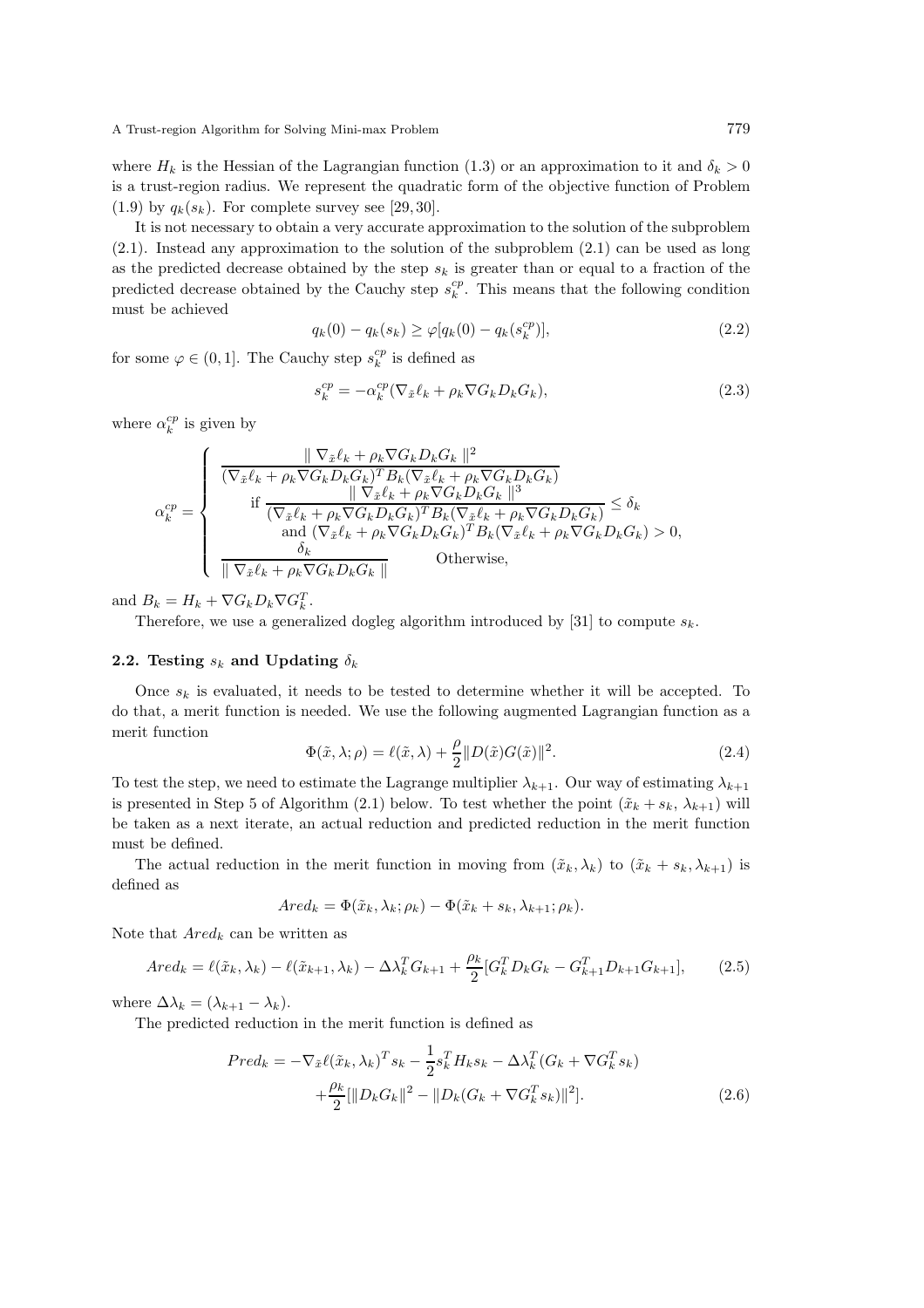where $H_k$ is the Hessian of the Lagrangian function (1.3) or an approximation to it and $\delta_k > 0$ is a trust-region radius. We represent the quadratic form of the objective function of Problem (1.9) by $q_k(s_k)$. For complete survey see [29,30].

It is not necessary to obtain a very accurate approximation to the solution of the subproblem (2.1). Instead any approximation to the solution of the subproblem (2.1) can be used as long as the predicted decrease obtained by the step $s_k$ is greater than or equal to a fraction of the predicted decrease obtained by the Cauchy step $s_k^{cp}$. This means that the following condition must be achieved

$$q_k(0) - q_k(s_k) \geq \varphi[q_k(0) - q_k(s_k^{cp})], \tag{2.2}$$

for some $\varphi \in (0, 1]$. The Cauchy step $s_k^{cp}$ is defined as

$$s_k^{cp} = -\alpha_k^{cp}(\nabla_{\tilde{x}}\ell_k + \rho_k \nabla G_k D_k G_k), \tag{2.3}$$

where $\alpha_k^{cp}$ is given by

$$\alpha_k^{cp} = \begin{cases} \dfrac{\| \nabla_{\tilde{x}}\ell_k + \rho_k \nabla G_k D_k G_k \|^2}{(\nabla_{\tilde{x}}\ell_k + \rho_k \nabla G_k D_k G_k)^T B_k (\nabla_{\tilde{x}}\ell_k + \rho_k \nabla G_k D_k G_k)} \\ \quad \text{if } \dfrac{\| \nabla_{\tilde{x}}\ell_k + \rho_k \nabla G_k D_k G_k \|^3}{(\nabla_{\tilde{x}}\ell_k + \rho_k \nabla G_k D_k G_k)^T B_k (\nabla_{\tilde{x}}\ell_k + \rho_k \nabla G_k D_k G_k)} \leq \delta_k \\ \quad \text{and } (\nabla_{\tilde{x}}\ell_k + \rho_k \nabla G_k D_k G_k)^T B_k (\nabla_{\tilde{x}}\ell_k + \rho_k \nabla G_k D_k G_k) > 0, \\ \dfrac{\delta_k}{\| \nabla_{\tilde{x}}\ell_k + \rho_k \nabla G_k D_k G_k \|} \qquad \text{Otherwise,} \end{cases}$$

and $B_k = H_k + \nabla G_k D_k \nabla G_k^T$.

Therefore, we use a generalized dogleg algorithm introduced by [31] to compute $s_k$.

### 2.2. Testing $s_k$ and Updating $\delta_k$

Once $s_k$ is evaluated, it needs to be tested to determine whether it will be accepted. To do that, a merit function is needed. We use the following augmented Lagrangian function as a merit function

$$\Phi(\tilde{x}, \lambda; \rho) = \ell(\tilde{x}, \lambda) + \frac{\rho}{2}\|D(\tilde{x})G(\tilde{x})\|^2. \tag{2.4}$$

To test the step, we need to estimate the Lagrange multiplier $\lambda_{k+1}$. Our way of estimating $\lambda_{k+1}$ is presented in Step 5 of Algorithm (2.1) below. To test whether the point $(\tilde{x}_k + s_k, \lambda_{k+1})$ will be taken as a next iterate, an actual reduction and predicted reduction in the merit function must be defined.

The actual reduction in the merit function in moving from $(\tilde{x}_k, \lambda_k)$ to $(\tilde{x}_k + s_k, \lambda_{k+1})$ is defined as

$$Ared_k = \Phi(\tilde{x}_k, \lambda_k; \rho_k) - \Phi(\tilde{x}_k + s_k, \lambda_{k+1}; \rho_k).$$

Note that $Ared_k$ can be written as

$$Ared_k = \ell(\tilde{x}_k, \lambda_k) - \ell(\tilde{x}_{k+1}, \lambda_k) - \Delta\lambda_k^T G_{k+1} + \frac{\rho_k}{2}[G_k^T D_k G_k - G_{k+1}^T D_{k+1} G_{k+1}], \tag{2.5}$$

where $\Delta\lambda_k = (\lambda_{k+1} - \lambda_k)$.

The predicted reduction in the merit function is defined as

$$\begin{aligned} Pred_k = & -\nabla_{\tilde{x}}\ell(\tilde{x}_k, \lambda_k)^T s_k - \frac{1}{2}s_k^T H_k s_k - \Delta\lambda_k^T(G_k + \nabla G_k^T s_k) \\ & + \frac{\rho_k}{2}[\|D_k G_k\|^2 - \|D_k(G_k + \nabla G_k^T s_k)\|^2]. \end{aligned} \tag{2.6}$$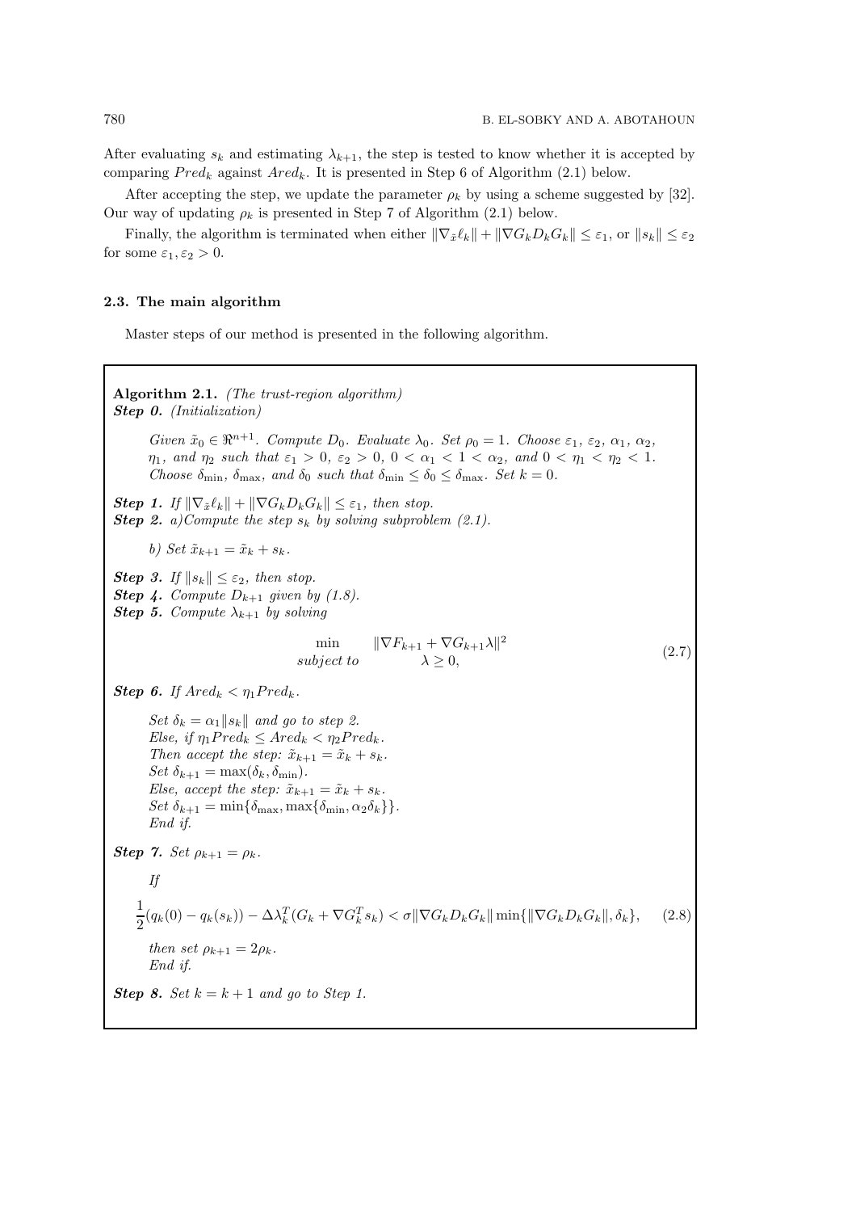After evaluating $s_k$ and estimating $\lambda_{k+1}$, the step is tested to know whether it is accepted by comparing $Pred_k$ against $Ared_k$. It is presented in Step 6 of Algorithm (2.1) below.

After accepting the step, we update the parameter $\rho_k$ by using a scheme suggested by [32]. Our way of updating $\rho_k$ is presented in Step 7 of Algorithm (2.1) below.

Finally, the algorithm is terminated when either $\|\nabla_{\tilde{x}}\ell_k\| + \|\nabla G_k D_k G_k\| \leq \varepsilon_1$, or $\|s_k\| \leq \varepsilon_2$ for some $\varepsilon_1, \varepsilon_2 > 0$.

### 2.3. The main algorithm

Master steps of our method is presented in the following algorithm.

**Algorithm 2.1.** *(The trust-region algorithm)*

***Step 0.*** *(Initialization)*

*Given* $\tilde{x}_0 \in \Re^{n+1}$. *Compute* $D_0$. *Evaluate* $\lambda_0$. *Set* $\rho_0 = 1$. *Choose* $\varepsilon_1$, $\varepsilon_2$, $\alpha_1$, $\alpha_2$, $\eta_1$, *and* $\eta_2$ *such that* $\varepsilon_1 > 0$, $\varepsilon_2 > 0$, $0 < \alpha_1 < 1 < \alpha_2$, *and* $0 < \eta_1 < \eta_2 < 1$. *Choose* $\delta_{\min}$, $\delta_{\max}$, *and* $\delta_0$ *such that* $\delta_{\min} \leq \delta_0 \leq \delta_{\max}$. *Set* $k = 0$.

***Step 1.*** *If* $\|\nabla_{\tilde{x}}\ell_k\| + \|\nabla G_k D_k G_k\| \leq \varepsilon_1$, *then stop.*

***Step 2.*** *a)Compute the step* $s_k$ *by solving subproblem (2.1).*

*b) Set* $\tilde{x}_{k+1} = \tilde{x}_k + s_k$.

***Step 3.*** *If* $\|s_k\| \leq \varepsilon_2$, *then stop.*

***Step 4.*** *Compute* $D_{k+1}$ *given by (1.8).*

***Step 5.*** *Compute* $\lambda_{k+1}$ *by solving*

$$
\begin{array}{ll}
\min & \|\nabla F_{k+1} + \nabla G_{k+1}\lambda\|^2 \\
\textit{subject to} & \lambda \geq 0,
\end{array}
\tag{2.7}
$$

***Step 6.*** *If* $Ared_k < \eta_1 Pred_k$.

*Set* $\delta_k = \alpha_1\|s_k\|$ *and go to step 2.*  
*Else, if* $\eta_1 Pred_k \leq Ared_k < \eta_2 Pred_k$.  
*Then accept the step:* $\tilde{x}_{k+1} = \tilde{x}_k + s_k$.  
*Set* $\delta_{k+1} = \max(\delta_k, \delta_{\min})$.  
*Else, accept the step:* $\tilde{x}_{k+1} = \tilde{x}_k + s_k$.  
*Set* $\delta_{k+1} = \min\{\delta_{\max}, \max\{\delta_{\min}, \alpha_2\delta_k\}\}$.  
*End if.*

***Step 7.*** *Set* $\rho_{k+1} = \rho_k$.

*If*

$$
\frac{1}{2}(q_k(0) - q_k(s_k)) - \Delta\lambda_k^T(G_k + \nabla G_k^T s_k) < \sigma\|\nabla G_k D_k G_k\| \min\{\|\nabla G_k D_k G_k\|, \delta_k\}, \tag{2.8}
$$

*then set* $\rho_{k+1} = 2\rho_k$.  
*End if.*

***Step 8.*** *Set* $k = k + 1$ *and go to Step 1.*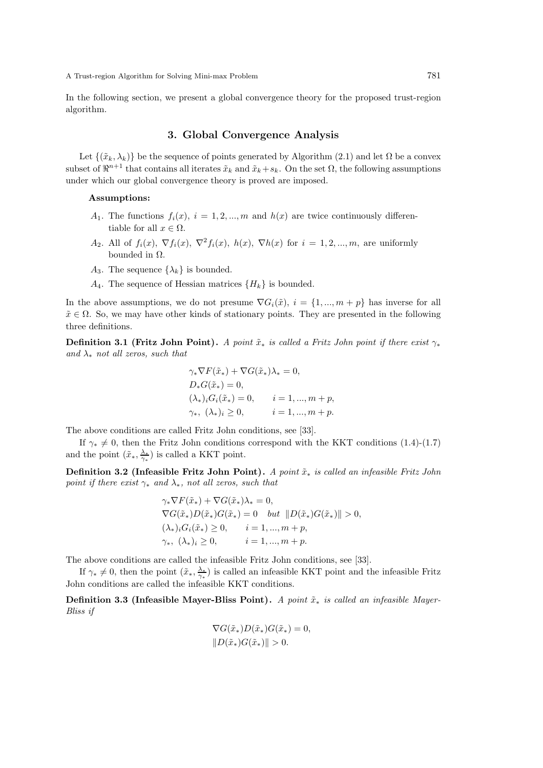In the following section, we present a global convergence theory for the proposed trust-region algorithm.

## 3. Global Convergence Analysis

Let $\{(\tilde{x}_k, \lambda_k)\}$ be the sequence of points generated by Algorithm (2.1) and let $\Omega$ be a convex subset of $\Re^{n+1}$ that contains all iterates $\tilde{x}_k$ and $\tilde{x}_k + s_k$. On the set $\Omega$, the following assumptions under which our global convergence theory is proved are imposed.

**Assumptions:**

- $A_1$. The functions $f_i(x)$, $i = 1, 2, ..., m$ and $h(x)$ are twice continuously differentiable for all $x \in \Omega$.
- $A_2$. All of $f_i(x)$, $\nabla f_i(x)$, $\nabla^2 f_i(x)$, $h(x)$, $\nabla h(x)$ for $i = 1, 2, ..., m$, are uniformly bounded in $\Omega$.
- $A_3$. The sequence $\{\lambda_k\}$ is bounded.
- $A_4$. The sequence of Hessian matrices $\{H_k\}$ is bounded.

In the above assumptions, we do not presume $\nabla G_i(\tilde{x})$, $i = \{1, ..., m + p\}$ has inverse for all $\tilde{x} \in \Omega$. So, we may have other kinds of stationary points. They are presented in the following three definitions.

**Definition 3.1 (Fritz John Point).** *A point $\tilde{x}_*$ is called a Fritz John point if there exist $\gamma_*$ and $\lambda_*$ not all zeros, such that*

$$
\begin{aligned}
&\gamma_* \nabla F(\tilde{x}_*) + \nabla G(\tilde{x}_*) \lambda_* = 0, \\
&D_* G(\tilde{x}_*) = 0, \\
&(\lambda_*)_i G_i(\tilde{x}_*) = 0, \qquad i = 1, ..., m + p, \\
&\gamma_*,\ (\lambda_*)_i \geq 0, \qquad i = 1, ..., m + p.
\end{aligned}
$$

The above conditions are called Fritz John conditions, see [33].

If $\gamma_* \neq 0$, then the Fritz John conditions correspond with the KKT conditions (1.4)-(1.7) and the point $(\tilde{x}_*, \frac{\lambda_*}{\gamma_*})$ is called a KKT point.

**Definition 3.2 (Infeasible Fritz John Point).** *A point $\tilde{x}_*$ is called an infeasible Fritz John point if there exist $\gamma_*$ and $\lambda_*$, not all zeros, such that*

$$
\begin{aligned}
&\gamma_* \nabla F(\tilde{x}_*) + \nabla G(\tilde{x}_*) \lambda_* = 0, \\
&\nabla G(\tilde{x}_*) D(\tilde{x}_*) G(\tilde{x}_*) = 0 \quad \textit{but} \quad \|D(\tilde{x}_*) G(\tilde{x}_*)\| > 0, \\
&(\lambda_*)_i G_i(\tilde{x}_*) \geq 0, \qquad i = 1, ..., m + p, \\
&\gamma_*,\ (\lambda_*)_i \geq 0, \qquad i = 1, ..., m + p.
\end{aligned}
$$

The above conditions are called the infeasible Fritz John conditions, see [33].

If $\gamma_* \neq 0$, then the point $(\tilde{x}_*, \frac{\lambda_*}{\gamma_*})$ is called an infeasible KKT point and the infeasible Fritz John conditions are called the infeasible KKT conditions.

**Definition 3.3 (Infeasible Mayer-Bliss Point).** *A point $\tilde{x}_*$ is called an infeasible Mayer-Bliss if*

$$
\begin{aligned}
&\nabla G(\tilde{x}_*) D(\tilde{x}_*) G(\tilde{x}_*) = 0, \\
&\|D(\tilde{x}_*) G(\tilde{x}_*)\| > 0.
\end{aligned}
$$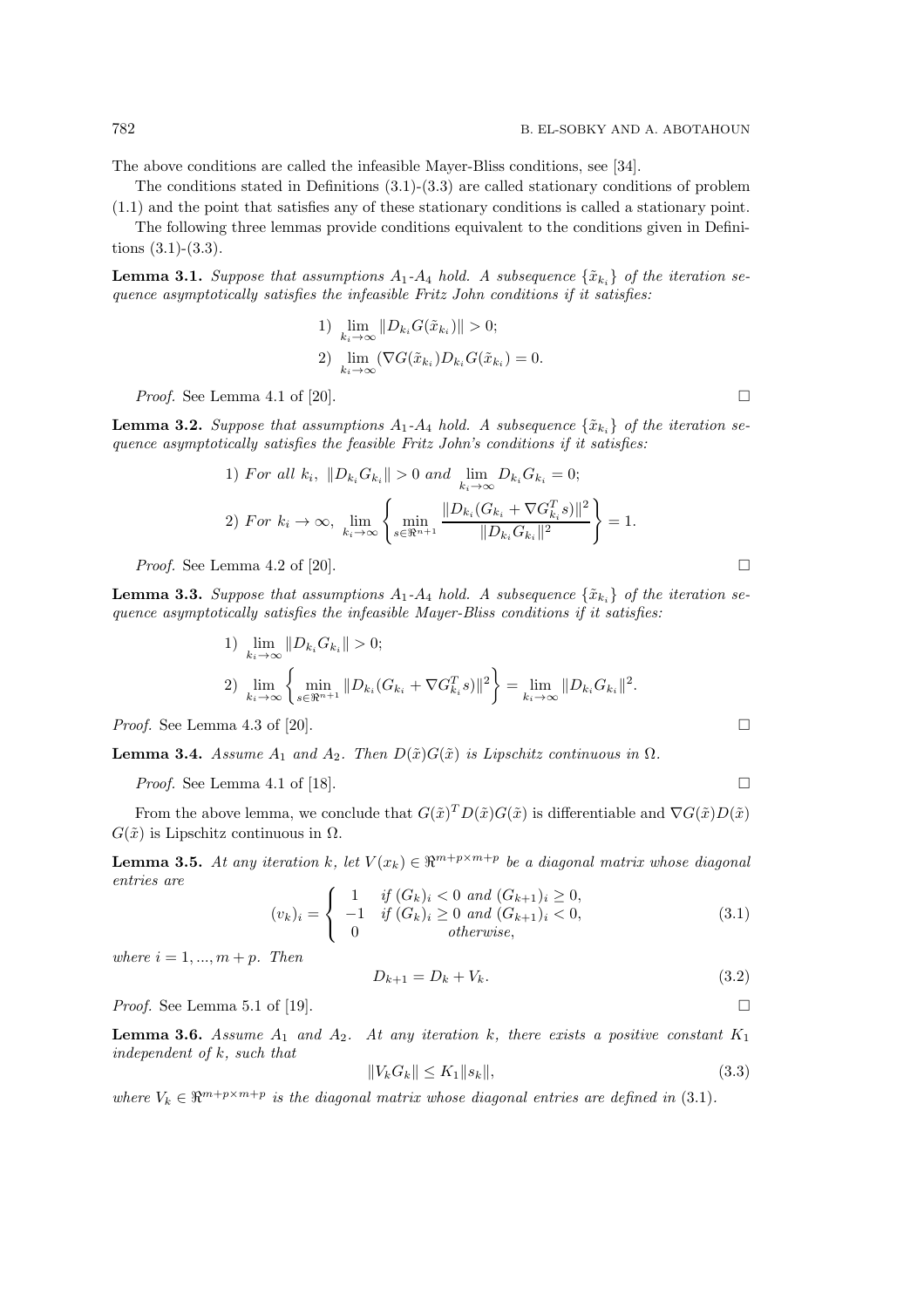The above conditions are called the infeasible Mayer-Bliss conditions, see [34].

The conditions stated in Definitions (3.1)-(3.3) are called stationary conditions of problem (1.1) and the point that satisfies any of these stationary conditions is called a stationary point.

The following three lemmas provide conditions equivalent to the conditions given in Definitions (3.1)-(3.3).

**Lemma 3.1.** *Suppose that assumptions $A_1$-$A_4$ hold. A subsequence $\{\tilde{x}_{k_i}\}$ of the iteration sequence asymptotically satisfies the infeasible Fritz John conditions if it satisfies:*

$$1)\ \lim_{k_i \to \infty} \|D_{k_i} G(\tilde{x}_{k_i})\| > 0;$$

$$2)\ \lim_{k_i \to \infty} (\nabla G(\tilde{x}_{k_i}) D_{k_i} G(\tilde{x}_{k_i}) = 0.$$

*Proof.* See Lemma 4.1 of [20]. □

**Lemma 3.2.** *Suppose that assumptions $A_1$-$A_4$ hold. A subsequence $\{\tilde{x}_{k_i}\}$ of the iteration sequence asymptotically satisfies the feasible Fritz John's conditions if it satisfies:*

$$1)\ \textit{For all } k_i,\ \|D_{k_i} G_{k_i}\| > 0 \textit{ and } \lim_{k_i \to \infty} D_{k_i} G_{k_i} = 0;$$

$$2)\ \textit{For } k_i \to \infty,\ \lim_{k_i \to \infty} \left\{ \min_{s \in \Re^{n+1}} \frac{\|D_{k_i}(G_{k_i} + \nabla G_{k_i}^T s)\|^2}{\|D_{k_i} G_{k_i}\|^2} \right\} = 1.$$

*Proof.* See Lemma 4.2 of [20]. □

**Lemma 3.3.** *Suppose that assumptions $A_1$-$A_4$ hold. A subsequence $\{\tilde{x}_{k_i}\}$ of the iteration sequence asymptotically satisfies the infeasible Mayer-Bliss conditions if it satisfies:*

$$1)\ \lim_{k_i \to \infty} \|D_{k_i} G_{k_i}\| > 0;$$

$$2)\ \lim_{k_i \to \infty} \left\{ \min_{s \in \Re^{n+1}} \|D_{k_i}(G_{k_i} + \nabla G_{k_i}^T s)\|^2 \right\} = \lim_{k_i \to \infty} \|D_{k_i} G_{k_i}\|^2.$$

*Proof.* See Lemma 4.3 of [20]. □

**Lemma 3.4.** *Assume $A_1$ and $A_2$. Then $D(\tilde{x})G(\tilde{x})$ is Lipschitz continuous in $\Omega$.*

*Proof.* See Lemma 4.1 of [18]. □

From the above lemma, we conclude that $G(\tilde{x})^T D(\tilde{x}) G(\tilde{x})$ is differentiable and $\nabla G(\tilde{x}) D(\tilde{x}) G(\tilde{x})$ is Lipschitz continuous in $\Omega$.

**Lemma 3.5.** *At any iteration $k$, let $V(x_k) \in \Re^{m+p \times m+p}$ be a diagonal matrix whose diagonal entries are*

$$(v_k)_i = \begin{cases} 1 & \textit{if } (G_k)_i < 0 \textit{ and } (G_{k+1})_i \geq 0, \\ -1 & \textit{if } (G_k)_i \geq 0 \textit{ and } (G_{k+1})_i < 0, \\ 0 & \textit{otherwise}, \end{cases} \tag{3.1}$$

*where $i = 1, ..., m+p$. Then*

$$D_{k+1} = D_k + V_k. \tag{3.2}$$

*Proof.* See Lemma 5.1 of [19]. □

**Lemma 3.6.** *Assume $A_1$ and $A_2$. At any iteration $k$, there exists a positive constant $K_1$ independent of $k$, such that*

$$\|V_k G_k\| \leq K_1 \|s_k\|, \tag{3.3}$$

*where $V_k \in \Re^{m+p \times m+p}$ is the diagonal matrix whose diagonal entries are defined in* (3.1).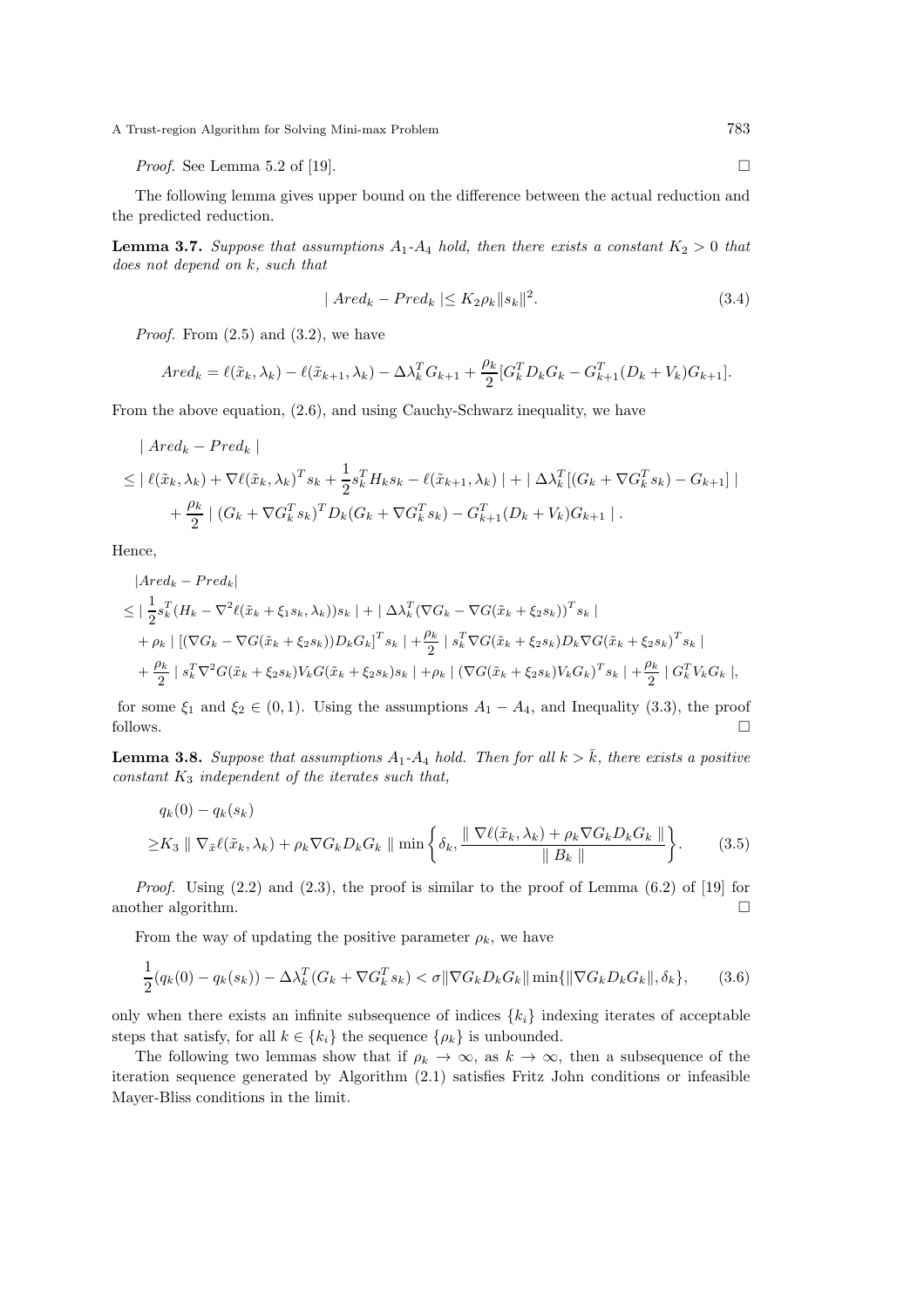*Proof.* See Lemma 5.2 of [19]. $\square$

The following lemma gives upper bound on the difference between the actual reduction and the predicted reduction.

**Lemma 3.7.** *Suppose that assumptions $A_1$-$A_4$ hold, then there exists a constant $K_2 > 0$ that does not depend on $k$, such that*

$$\mid Ared_k - Pred_k \mid \leq K_2 \rho_k \|s_k\|^2. \tag{3.4}$$

*Proof.* From (2.5) and (3.2), we have

$$Ared_k = \ell(\tilde{x}_k, \lambda_k) - \ell(\tilde{x}_{k+1}, \lambda_k) - \Delta\lambda_k^T G_{k+1} + \frac{\rho_k}{2}[G_k^T D_k G_k - G_{k+1}^T (D_k + V_k) G_{k+1}].$$

From the above equation, (2.6), and using Cauchy-Schwarz inequality, we have

$$\begin{aligned}
&\mid Ared_k - Pred_k \mid \\
\leq &\mid \ell(\tilde{x}_k, \lambda_k) + \nabla \ell(\tilde{x}_k, \lambda_k)^T s_k + \frac{1}{2} s_k^T H_k s_k - \ell(\tilde{x}_{k+1}, \lambda_k) \mid + \mid \Delta\lambda_k^T [(G_k + \nabla G_k^T s_k) - G_{k+1}] \mid \\
&+ \frac{\rho_k}{2} \mid (G_k + \nabla G_k^T s_k)^T D_k (G_k + \nabla G_k^T s_k) - G_{k+1}^T (D_k + V_k) G_{k+1} \mid .
\end{aligned}$$

Hence,

$$\begin{aligned}
&|Ared_k - Pred_k| \\
\leq &\mid \frac{1}{2} s_k^T (H_k - \nabla^2 \ell(\tilde{x}_k + \xi_1 s_k, \lambda_k)) s_k \mid + \mid \Delta\lambda_k^T (\nabla G_k - \nabla G(\tilde{x}_k + \xi_2 s_k))^T s_k \mid \\
&+ \rho_k \mid [(\nabla G_k - \nabla G(\tilde{x}_k + \xi_2 s_k)) D_k G_k]^T s_k \mid + \frac{\rho_k}{2} \mid s_k^T \nabla G(\tilde{x}_k + \xi_2 s_k) D_k \nabla G(\tilde{x}_k + \xi_2 s_k)^T s_k \mid \\
&+ \frac{\rho_k}{2} \mid s_k^T \nabla^2 G(\tilde{x}_k + \xi_2 s_k) V_k G(\tilde{x}_k + \xi_2 s_k) s_k \mid + \rho_k \mid (\nabla G(\tilde{x}_k + \xi_2 s_k) V_k G_k)^T s_k \mid + \frac{\rho_k}{2} \mid G_k^T V_k G_k \mid,
\end{aligned}$$

for some $\xi_1$ and $\xi_2 \in (0, 1)$. Using the assumptions $A_1 - A_4$, and Inequality (3.3), the proof follows. $\square$

**Lemma 3.8.** *Suppose that assumptions $A_1$-$A_4$ hold. Then for all $k > \bar{k}$, there exists a positive constant $K_3$ independent of the iterates such that,*

$$\begin{aligned}
&q_k(0) - q_k(s_k) \\
\geq &K_3 \parallel \nabla_{\tilde{x}} \ell(\tilde{x}_k, \lambda_k) + \rho_k \nabla G_k D_k G_k \parallel \min \left\{ \delta_k, \frac{\parallel \nabla \ell(\tilde{x}_k, \lambda_k) + \rho_k \nabla G_k D_k G_k \parallel}{\parallel B_k \parallel} \right\}.
\end{aligned} \tag{3.5}$$

*Proof.* Using (2.2) and (2.3), the proof is similar to the proof of Lemma (6.2) of [19] for another algorithm. $\square$

From the way of updating the positive parameter $\rho_k$, we have

$$\frac{1}{2}(q_k(0) - q_k(s_k)) - \Delta\lambda_k^T (G_k + \nabla G_k^T s_k) < \sigma \|\nabla G_k D_k G_k\| \min\{\|\nabla G_k D_k G_k\|, \delta_k\}, \tag{3.6}$$

only when there exists an infinite subsequence of indices $\{k_i\}$ indexing iterates of acceptable steps that satisfy, for all $k \in \{k_i\}$ the sequence $\{\rho_k\}$ is unbounded.

The following two lemmas show that if $\rho_k \to \infty$, as $k \to \infty$, then a subsequence of the iteration sequence generated by Algorithm (2.1) satisfies Fritz John conditions or infeasible Mayer-Bliss conditions in the limit.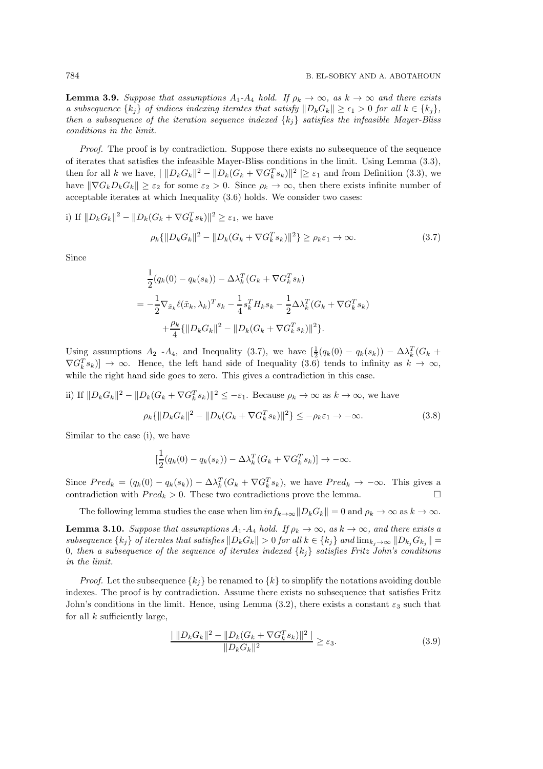**Lemma 3.9.** *Suppose that assumptions $A_1$-$A_4$ hold. If $\rho_k \to \infty$, as $k \to \infty$ and there exists a subsequence $\{k_j\}$ of indices indexing iterates that satisfy $\|D_k G_k\| \geq \epsilon_1 > 0$ for all $k \in \{k_j\}$, then a subsequence of the iteration sequence indexed $\{k_j\}$ satisfies the infeasible Mayer-Bliss conditions in the limit.*

*Proof.* The proof is by contradiction. Suppose there exists no subsequence of the sequence of iterates that satisfies the infeasible Mayer-Bliss conditions in the limit. Using Lemma (3.3), then for all $k$ we have, $|\ \|D_k G_k\|^2 - \|D_k(G_k + \nabla G_k^T s_k)\|^2\ | \geq \varepsilon_1$ and from Definition (3.3), we have $\|\nabla G_k D_k G_k\| \geq \varepsilon_2$ for some $\varepsilon_2 > 0$. Since $\rho_k \to \infty$, then there exists infinite number of acceptable iterates at which Inequality (3.6) holds. We consider two cases:

i) If $\|D_k G_k\|^2 - \|D_k(G_k + \nabla G_k^T s_k)\|^2 \geq \varepsilon_1$, we have

$$\rho_k \{\|D_k G_k\|^2 - \|D_k(G_k + \nabla G_k^T s_k)\|^2\} \geq \rho_k \varepsilon_1 \to \infty. \tag{3.7}$$

Since

$$\begin{aligned}
&\frac{1}{2}(q_k(0) - q_k(s_k)) - \Delta\lambda_k^T(G_k + \nabla G_k^T s_k) \\
&= -\frac{1}{2}\nabla_{\tilde{x}_k}\ell(\tilde{x}_k, \lambda_k)^T s_k - \frac{1}{4}s_k^T H_k s_k - \frac{1}{2}\Delta\lambda_k^T(G_k + \nabla G_k^T s_k) \\
&\quad + \frac{\rho_k}{4}\{\|D_k G_k\|^2 - \|D_k(G_k + \nabla G_k^T s_k)\|^2\}.
\end{aligned}$$

Using assumptions $A_2$ -$A_4$, and Inequality (3.7), we have $[\frac{1}{2}(q_k(0) - q_k(s_k)) - \Delta\lambda_k^T(G_k + \nabla G_k^T s_k)] \to \infty$. Hence, the left hand side of Inequality (3.6) tends to infinity as $k \to \infty$, while the right hand side goes to zero. This gives a contradiction in this case.

ii) If $\|D_k G_k\|^2 - \|D_k(G_k + \nabla G_k^T s_k)\|^2 \leq -\varepsilon_1$. Because $\rho_k \to \infty$ as $k \to \infty$, we have

$$\rho_k \{\|D_k G_k\|^2 - \|D_k(G_k + \nabla G_k^T s_k)\|^2\} \leq -\rho_k \varepsilon_1 \to -\infty. \tag{3.8}$$

Similar to the case (i), we have

$$[\frac{1}{2}(q_k(0) - q_k(s_k)) - \Delta\lambda_k^T(G_k + \nabla G_k^T s_k)] \to -\infty.$$

Since $Pred_k = (q_k(0) - q_k(s_k)) - \Delta\lambda_k^T(G_k + \nabla G_k^T s_k)$, we have $Pred_k \to -\infty$. This gives a contradiction with $Pred_k > 0$. These two contradictions prove the lemma. □

The following lemma studies the case when $\lim inf_{k\to\infty}\|D_k G_k\| = 0$ and $\rho_k \to \infty$ as $k \to \infty$.

**Lemma 3.10.** *Suppose that assumptions $A_1$-$A_4$ hold. If $\rho_k \to \infty$, as $k \to \infty$, and there exists a subsequence $\{k_j\}$ of iterates that satisfies $\|D_k G_k\| > 0$ for all $k \in \{k_j\}$ and $\lim_{k_j \to \infty}\|D_{k_j} G_{k_j}\| = 0$, then a subsequence of the sequence of iterates indexed $\{k_j\}$ satisfies Fritz John's conditions in the limit.*

*Proof.* Let the subsequence $\{k_j\}$ be renamed to $\{k\}$ to simplify the notations avoiding double indexes. The proof is by contradiction. Assume there exists no subsequence that satisfies Fritz John's conditions in the limit. Hence, using Lemma (3.2), there exists a constant $\varepsilon_3$ such that for all $k$ sufficiently large,

$$\frac{|\ \|D_k G_k\|^2 - \|D_k(G_k + \nabla G_k^T s_k)\|^2\ |}{\|D_k G_k\|^2} \geq \varepsilon_3. \tag{3.9}$$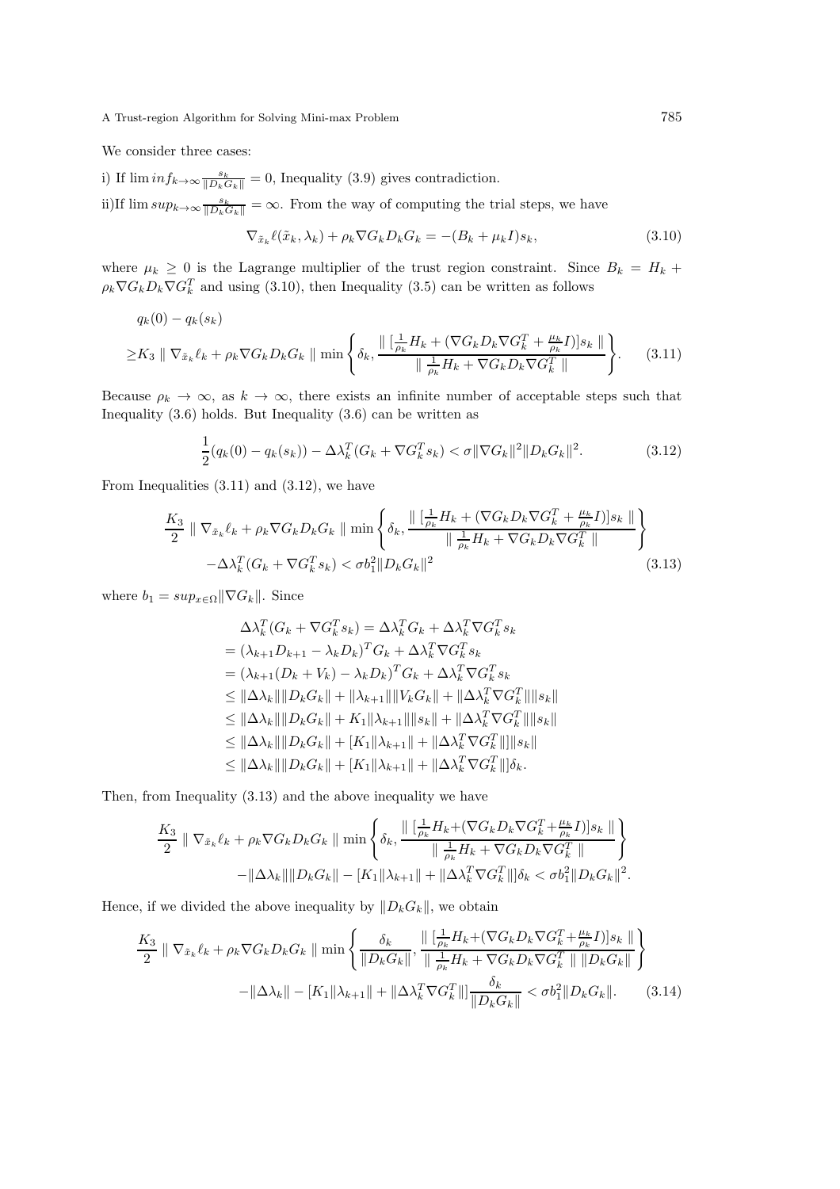We consider three cases:

i) If $\lim inf_{k\to\infty} \frac{s_k}{\|D_k G_k\|} = 0$, Inequality (3.9) gives contradiction.

ii)If $\lim sup_{k\to\infty} \frac{s_k}{\|D_k G_k\|} = \infty$. From the way of computing the trial steps, we have

$$\nabla_{\tilde{x}_k} \ell(\tilde{x}_k, \lambda_k) + \rho_k \nabla G_k D_k G_k = -(B_k + \mu_k I) s_k, \tag{3.10}$$

where $\mu_k \geq 0$ is the Lagrange multiplier of the trust region constraint. Since $B_k = H_k + \rho_k \nabla G_k D_k \nabla G_k^T$ and using (3.10), then Inequality (3.5) can be written as follows

$$\begin{aligned}
&q_k(0) - q_k(s_k) \\
\geq &K_3 \parallel \nabla_{\tilde{x}_k} \ell_k + \rho_k \nabla G_k D_k G_k \parallel \min \left\{ \delta_k, \frac{\parallel [\frac{1}{\rho_k} H_k + (\nabla G_k D_k \nabla G_k^T + \frac{\mu_k}{\rho_k} I)] s_k \parallel}{\parallel \frac{1}{\rho_k} H_k + \nabla G_k D_k \nabla G_k^T \parallel} \right\}.
\end{aligned} \tag{3.11}$$

Because $\rho_k \to \infty$, as $k \to \infty$, there exists an infinite number of acceptable steps such that Inequality (3.6) holds. But Inequality (3.6) can be written as

$$\frac{1}{2}(q_k(0) - q_k(s_k)) - \Delta\lambda_k^T (G_k + \nabla G_k^T s_k) < \sigma \|\nabla G_k\|^2 \|D_k G_k\|^2. \tag{3.12}$$

From Inequalities (3.11) and (3.12), we have

$$\begin{aligned}
&\frac{K_3}{2} \parallel \nabla_{\tilde{x}_k} \ell_k + \rho_k \nabla G_k D_k G_k \parallel \min \left\{ \delta_k, \frac{\parallel [\frac{1}{\rho_k} H_k + (\nabla G_k D_k \nabla G_k^T + \frac{\mu_k}{\rho_k} I)] s_k \parallel}{\parallel \frac{1}{\rho_k} H_k + \nabla G_k D_k \nabla G_k^T \parallel} \right\} \\
&\qquad - \Delta\lambda_k^T (G_k + \nabla G_k^T s_k) < \sigma b_1^2 \|D_k G_k\|^2
\end{aligned} \tag{3.13}$$

where $b_1 = sup_{x\in\Omega} \|\nabla G_k\|$. Since

$$\begin{aligned}
&\Delta\lambda_k^T (G_k + \nabla G_k^T s_k) = \Delta\lambda_k^T G_k + \Delta\lambda_k^T \nabla G_k^T s_k \\
&= (\lambda_{k+1} D_{k+1} - \lambda_k D_k)^T G_k + \Delta\lambda_k^T \nabla G_k^T s_k \\
&= (\lambda_{k+1}(D_k + V_k) - \lambda_k D_k)^T G_k + \Delta\lambda_k^T \nabla G_k^T s_k \\
&\leq \|\Delta\lambda_k\| \|D_k G_k\| + \|\lambda_{k+1}\| \|V_k G_k\| + \|\Delta\lambda_k^T \nabla G_k^T\| \|s_k\| \\
&\leq \|\Delta\lambda_k\| \|D_k G_k\| + K_1 \|\lambda_{k+1}\| \|s_k\| + \|\Delta\lambda_k^T \nabla G_k^T\| \|s_k\| \\
&\leq \|\Delta\lambda_k\| \|D_k G_k\| + [K_1 \|\lambda_{k+1}\| + \|\Delta\lambda_k^T \nabla G_k^T\|] \|s_k\| \\
&\leq \|\Delta\lambda_k\| \|D_k G_k\| + [K_1 \|\lambda_{k+1}\| + \|\Delta\lambda_k^T \nabla G_k^T\|] \delta_k.
\end{aligned}$$

Then, from Inequality (3.13) and the above inequality we have

$$\begin{aligned}
&\frac{K_3}{2} \parallel \nabla_{\tilde{x}_k} \ell_k + \rho_k \nabla G_k D_k G_k \parallel \min \left\{ \delta_k, \frac{\parallel [\frac{1}{\rho_k} H_k + (\nabla G_k D_k \nabla G_k^T + \frac{\mu_k}{\rho_k} I)] s_k \parallel}{\parallel \frac{1}{\rho_k} H_k + \nabla G_k D_k \nabla G_k^T \parallel} \right\} \\
&\qquad - \|\Delta\lambda_k\| \|D_k G_k\| - [K_1 \|\lambda_{k+1}\| + \|\Delta\lambda_k^T \nabla G_k^T\|] \delta_k < \sigma b_1^2 \|D_k G_k\|^2.
\end{aligned}$$

Hence, if we divided the above inequality by $\|D_k G_k\|$, we obtain

$$\begin{aligned}
&\frac{K_3}{2} \parallel \nabla_{\tilde{x}_k} \ell_k + \rho_k \nabla G_k D_k G_k \parallel \min \left\{ \frac{\delta_k}{\|D_k G_k\|}, \frac{\parallel [\frac{1}{\rho_k} H_k + (\nabla G_k D_k \nabla G_k^T + \frac{\mu_k}{\rho_k} I)] s_k \parallel}{\parallel \frac{1}{\rho_k} H_k + \nabla G_k D_k \nabla G_k^T \parallel \|D_k G_k\|} \right\} \\
&\qquad - \|\Delta\lambda_k\| - [K_1 \|\lambda_{k+1}\| + \|\Delta\lambda_k^T \nabla G_k^T\|] \frac{\delta_k}{\|D_k G_k\|} < \sigma b_1^2 \|D_k G_k\|.
\end{aligned} \tag{3.14}$$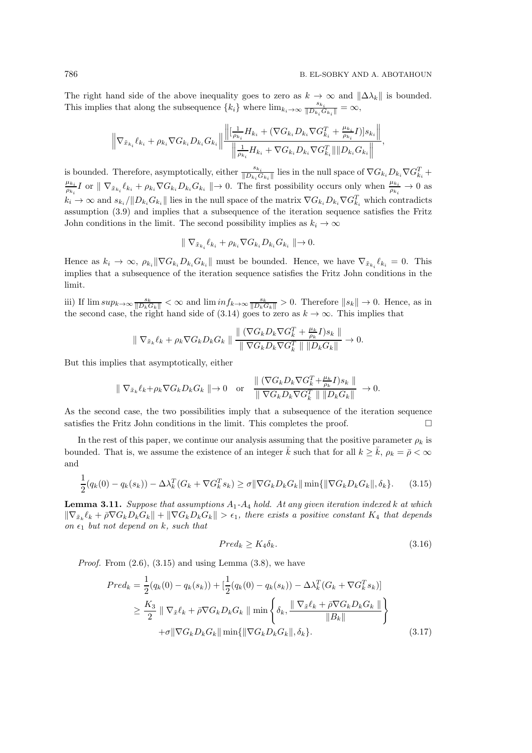The right hand side of the above inequality goes to zero as $k \to \infty$ and $\|\Delta\lambda_k\|$ is bounded. This implies that along the subsequence $\{k_i\}$ where $\lim_{k_i\to\infty} \frac{s_{k_i}}{\|D_{k_i}G_{k_i}\|} = \infty$,

$$\left\|\nabla_{\tilde{x}_{k_i}}\ell_{k_i} + \rho_{k_i}\nabla G_{k_i}D_{k_i}G_{k_i}\right\| \frac{\left\|[\frac{1}{\rho_{k_i}}H_{k_i} + (\nabla G_{k_i}D_{k_i}\nabla G_{k_i}^T + \frac{\mu_{k_i}}{\rho_{k_i}}I)]s_{k_i}\right\|}{\left\|\frac{1}{\rho_{k_i}}H_{k_i} + \nabla G_{k_i}D_{k_i}\nabla G_{k_i}^T\|\|D_{k_i}G_{k_i}\right\|},$$

is bounded. Therefore, asymptotically, either $\frac{s_{k_i}}{\|D_{k_i}G_{k_i}\|}$ lies in the null space of $\nabla G_{k_i}D_{k_i}\nabla G_{k_i}^T + \frac{\mu_{k_i}}{\rho_{k_i}}I$ or $\| \nabla_{\tilde{x}_{k_i}}\ell_{k_i} + \rho_{k_i}\nabla G_{k_i}D_{k_i}G_{k_i} \| \to 0$. The first possibility occurs only when $\frac{\mu_{k_i}}{\rho_{k_i}} \to 0$ as $k_i \to \infty$ and $s_{k_i}/\|D_{k_i}G_{k_i}\|$ lies in the null space of the matrix $\nabla G_{k_i}D_{k_i}\nabla G_{k_i}^T$ which contradicts assumption (3.9) and implies that a subsequence of the iteration sequence satisfies the Fritz John conditions in the limit. The second possibility implies as $k_i \to \infty$

$$\| \nabla_{\tilde{x}_{k_i}}\ell_{k_i} + \rho_{k_i}\nabla G_{k_i}D_{k_i}G_{k_i} \| \to 0.$$

Hence as $k_i \to \infty$, $\rho_{k_i}\|\nabla G_{k_i}D_{k_i}G_{k_i}\|$ must be bounded. Hence, we have $\nabla_{\tilde{x}_{k_i}}\ell_{k_i} = 0$. This implies that a subsequence of the iteration sequence satisfies the Fritz John conditions in the limit.

iii) If $\lim sup_{k\to\infty} \frac{s_k}{\|D_kG_k\|} < \infty$ and $\lim inf_{k\to\infty} \frac{s_k}{\|D_kG_k\|} > 0$. Therefore $\|s_k\| \to 0$. Hence, as in the second case, the right hand side of (3.14) goes to zero as $k \to \infty$. This implies that

$$\| \nabla_{\tilde{x}_k}\ell_k + \rho_k\nabla G_kD_kG_k \| \frac{\| (\nabla G_kD_k\nabla G_k^T + \frac{\mu_k}{\rho_k}I)s_k \|}{\| \nabla G_kD_k\nabla G_k^T \| \|D_kG_k\|} \to 0.$$

But this implies that asymptotically, either

$$\| \nabla_{\tilde{x}_k}\ell_k + \rho_k\nabla G_kD_kG_k \| \to 0 \quad \text{or} \quad \frac{\| (\nabla G_kD_k\nabla G_k^T + \frac{\mu_k}{\rho_k}I)s_k \|}{\| \nabla G_kD_k\nabla G_k^T \| \|D_kG_k\|} \to 0.$$

As the second case, the two possibilities imply that a subsequence of the iteration sequence satisfies the Fritz John conditions in the limit. This completes the proof. □

In the rest of this paper, we continue our analysis assuming that the positive parameter $\rho_k$ is bounded. That is, we assume the existence of an integer $\bar{k}$ such that for all $k \geq \bar{k}$, $\rho_k = \bar{\rho} < \infty$ and

$$\frac{1}{2}(q_k(0) - q_k(s_k)) - \Delta\lambda_k^T(G_k + \nabla G_k^Ts_k) \geq \sigma\|\nabla G_kD_kG_k\| \min\{\|\nabla G_kD_kG_k\|, \delta_k\}. \tag{3.15}$$

**Lemma 3.11.** *Suppose that assumptions $A_1$-$A_4$ hold. At any given iteration indexed $k$ at which $\|\nabla_{\tilde{x}_k}\ell_k + \bar{\rho}\nabla G_kD_kG_k\| + \|\nabla G_kD_kG_k\| > \epsilon_1$, there exists a positive constant $K_4$ that depends on $\epsilon_1$ but not depend on $k$, such that*

$$Pred_k \geq K_4\delta_k. \tag{3.16}$$

*Proof.* From (2.6), (3.15) and using Lemma (3.8), we have

$$\begin{aligned}
Pred_k &= \frac{1}{2}(q_k(0) - q_k(s_k)) + [\frac{1}{2}(q_k(0) - q_k(s_k)) - \Delta\lambda_k^T(G_k + \nabla G_k^Ts_k)] \\
&\geq \frac{K_3}{2} \| \nabla_{\tilde{x}}\ell_k + \bar{\rho}\nabla G_kD_kG_k \| \min\left\{\delta_k, \frac{\| \nabla_{\tilde{x}}\ell_k + \bar{\rho}\nabla G_kD_kG_k \|}{\|B_k\|}\right\} \\
&\quad +\sigma\|\nabla G_kD_kG_k\| \min\{\|\nabla G_kD_kG_k\|, \delta_k\}.
\end{aligned} \tag{3.17}$$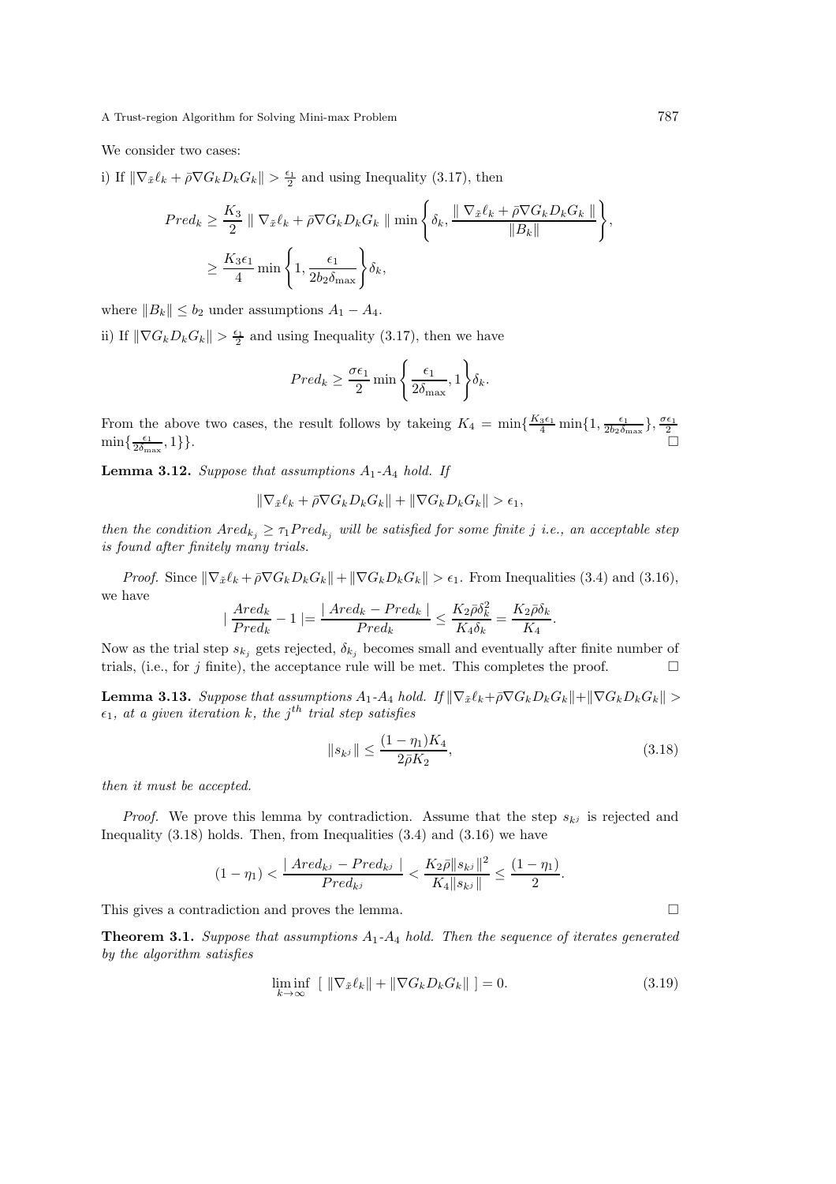We consider two cases:

i) If $\|\nabla_{\tilde{x}}\ell_k + \bar{\rho}\nabla G_k D_k G_k\| > \frac{\epsilon_1}{2}$ and using Inequality (3.17), then

$$
\begin{aligned}
Pred_k &\geq \frac{K_3}{2} \parallel \nabla_{\tilde{x}}\ell_k + \bar{\rho}\nabla G_k D_k G_k \parallel \min\left\{\delta_k, \frac{\parallel \nabla_{\tilde{x}}\ell_k + \bar{\rho}\nabla G_k D_k G_k \parallel}{\|B_k\|}\right\}, \\
&\geq \frac{K_3\epsilon_1}{4} \min\left\{1, \frac{\epsilon_1}{2b_2\delta_{\max}}\right\}\delta_k,
\end{aligned}
$$

where $\|B_k\| \leq b_2$ under assumptions $A_1 - A_4$.

ii) If $\|\nabla G_k D_k G_k\| > \frac{\epsilon_1}{2}$ and using Inequality (3.17), then we have

$$
Pred_k \geq \frac{\sigma\epsilon_1}{2} \min\left\{\frac{\epsilon_1}{2\delta_{\max}}, 1\right\}\delta_k.
$$

From the above two cases, the result follows by takeing $K_4 = \min\{\frac{K_3\epsilon_1}{4}\min\{1, \frac{\epsilon_1}{2b_2\delta_{\max}}\}, \frac{\sigma\epsilon_1}{2}\min\{\frac{\epsilon_1}{2\delta_{\max}}, 1\}\}$. □

**Lemma 3.12.** *Suppose that assumptions $A_1$-$A_4$ hold. If*

$$
\|\nabla_{\tilde{x}}\ell_k + \bar{\rho}\nabla G_k D_k G_k\| + \|\nabla G_k D_k G_k\| > \epsilon_1,
$$

*then the condition $Ared_{k_j} \geq \tau_1 Pred_{k_j}$ will be satisfied for some finite $j$ i.e., an acceptable step is found after finitely many trials.*

*Proof.* Since $\|\nabla_{\tilde{x}}\ell_k + \bar{\rho}\nabla G_k D_k G_k\| + \|\nabla G_k D_k G_k\| > \epsilon_1$. From Inequalities (3.4) and (3.16), we have

$$
\mid \frac{Ared_k}{Pred_k} - 1 \mid = \frac{\mid Ared_k - Pred_k \mid}{Pred_k} \leq \frac{K_2\bar{\rho}\delta_k^2}{K_4\delta_k} = \frac{K_2\bar{\rho}\delta_k}{K_4}.
$$

Now as the trial step $s_{k_j}$ gets rejected, $\delta_{k_j}$ becomes small and eventually after finite number of trials, (i.e., for $j$ finite), the acceptance rule will be met. This completes the proof. □

**Lemma 3.13.** *Suppose that assumptions $A_1$-$A_4$ hold. If $\|\nabla_{\tilde{x}}\ell_k + \bar{\rho}\nabla G_k D_k G_k\| + \|\nabla G_k D_k G_k\| > \epsilon_1$, at a given iteration $k$, the $j^{th}$ trial step satisfies*

$$
\|s_{k^j}\| \leq \frac{(1-\eta_1)K_4}{2\bar{\rho}K_2}, \tag{3.18}
$$

*then it must be accepted.*

*Proof.* We prove this lemma by contradiction. Assume that the step $s_{k^j}$ is rejected and Inequality (3.18) holds. Then, from Inequalities (3.4) and (3.16) we have

$$
(1-\eta_1) < \frac{\mid Ared_{k^j} - Pred_{k^j} \mid}{Pred_{k^j}} < \frac{K_2\bar{\rho}\|s_{k^j}\|^2}{K_4\|s_{k^j}\|} \leq \frac{(1-\eta_1)}{2}.
$$

This gives a contradiction and proves the lemma. □

**Theorem 3.1.** *Suppose that assumptions $A_1$-$A_4$ hold. Then the sequence of iterates generated by the algorithm satisfies*

$$
\liminf_{k\to\infty} \; [\; \|\nabla_{\tilde{x}}\ell_k\| + \|\nabla G_k D_k G_k\| \;] = 0. \tag{3.19}
$$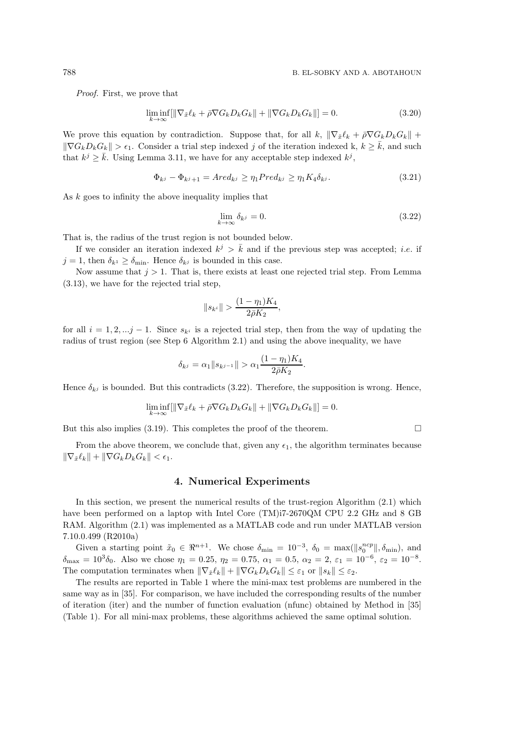*Proof.* First, we prove that

$$\liminf_{k\to\infty}[\|\nabla_{\tilde{x}}\ell_k + \bar{\rho}\nabla G_k D_k G_k\| + \|\nabla G_k D_k G_k\|] = 0. \tag{3.20}$$

We prove this equation by contradiction. Suppose that, for all $k$, $\|\nabla_{\tilde{x}}\ell_k + \bar{\rho}\nabla G_k D_k G_k\| + \|\nabla G_k D_k G_k\| > \epsilon_1$. Consider a trial step indexed $j$ of the iteration indexed k, $k \geq \bar{k}$, and such that $k^j \geq \bar{k}$. Using Lemma 3.11, we have for any acceptable step indexed $k^j$,

$$\Phi_{k^j} - \Phi_{k^j+1} = Ared_{k^j} \geq \eta_1 Pred_{k^j} \geq \eta_1 K_4 \delta_{k^j}. \tag{3.21}$$

As $k$ goes to infinity the above inequality implies that

$$\lim_{k\to\infty} \delta_{k^j} = 0. \tag{3.22}$$

That is, the radius of the trust region is not bounded below.

If we consider an iteration indexed $k^j > \bar{k}$ and if the previous step was accepted; *i.e.* if $j = 1$, then $\delta_{k^1} \geq \delta_{\min}$. Hence $\delta_{k^j}$ is bounded in this case.

Now assume that $j > 1$. That is, there exists at least one rejected trial step. From Lemma (3.13), we have for the rejected trial step,

$$\|s_{k^i}\| > \frac{(1-\eta_1)K_4}{2\bar{\rho}K_2},$$

for all $i = 1, 2, ...j-1$. Since $s_{k^i}$ is a rejected trial step, then from the way of updating the radius of trust region (see Step 6 Algorithm 2.1) and using the above inequality, we have

$$\delta_{k^j} = \alpha_1 \|s_{k^{j-1}}\| > \alpha_1 \frac{(1-\eta_1)K_4}{2\bar{\rho}K_2}.$$

Hence $\delta_{k^j}$ is bounded. But this contradicts (3.22). Therefore, the supposition is wrong. Hence,

$$\liminf_{k\to\infty}[\|\nabla_{\tilde{x}}\ell_k + \bar{\rho}\nabla G_k D_k G_k\| + \|\nabla G_k D_k G_k\|] = 0.$$

But this also implies (3.19). This completes the proof of the theorem. □

From the above theorem, we conclude that, given any $\epsilon_1$, the algorithm terminates because $\|\nabla_{\tilde{x}}\ell_k\| + \|\nabla G_k D_k G_k\| < \epsilon_1$.

## 4. Numerical Experiments

In this section, we present the numerical results of the trust-region Algorithm (2.1) which have been performed on a laptop with Intel Core (TM)i7-2670QM CPU 2.2 GHz and 8 GB RAM. Algorithm (2.1) was implemented as a MATLAB code and run under MATLAB version 7.10.0.499 (R2010a)

Given a starting point $\tilde{x}_0 \in \Re^{n+1}$. We chose $\delta_{\min} = 10^{-3}$, $\delta_0 = \max(\|s_0^{ncp}\|, \delta_{\min})$, and $\delta_{\max} = 10^3\delta_0$. Also we chose $\eta_1 = 0.25$, $\eta_2 = 0.75$, $\alpha_1 = 0.5$, $\alpha_2 = 2$, $\varepsilon_1 = 10^{-6}$, $\varepsilon_2 = 10^{-8}$. The computation terminates when $\|\nabla_{\tilde{x}}\ell_k\| + \|\nabla G_k D_k G_k\| \leq \varepsilon_1$ or $\|s_k\| \leq \varepsilon_2$.

The results are reported in Table 1 where the mini-max test problems are numbered in the same way as in [35]. For comparison, we have included the corresponding results of the number of iteration (iter) and the number of function evaluation (nfunc) obtained by Method in [35] (Table 1). For all mini-max problems, these algorithms achieved the same optimal solution.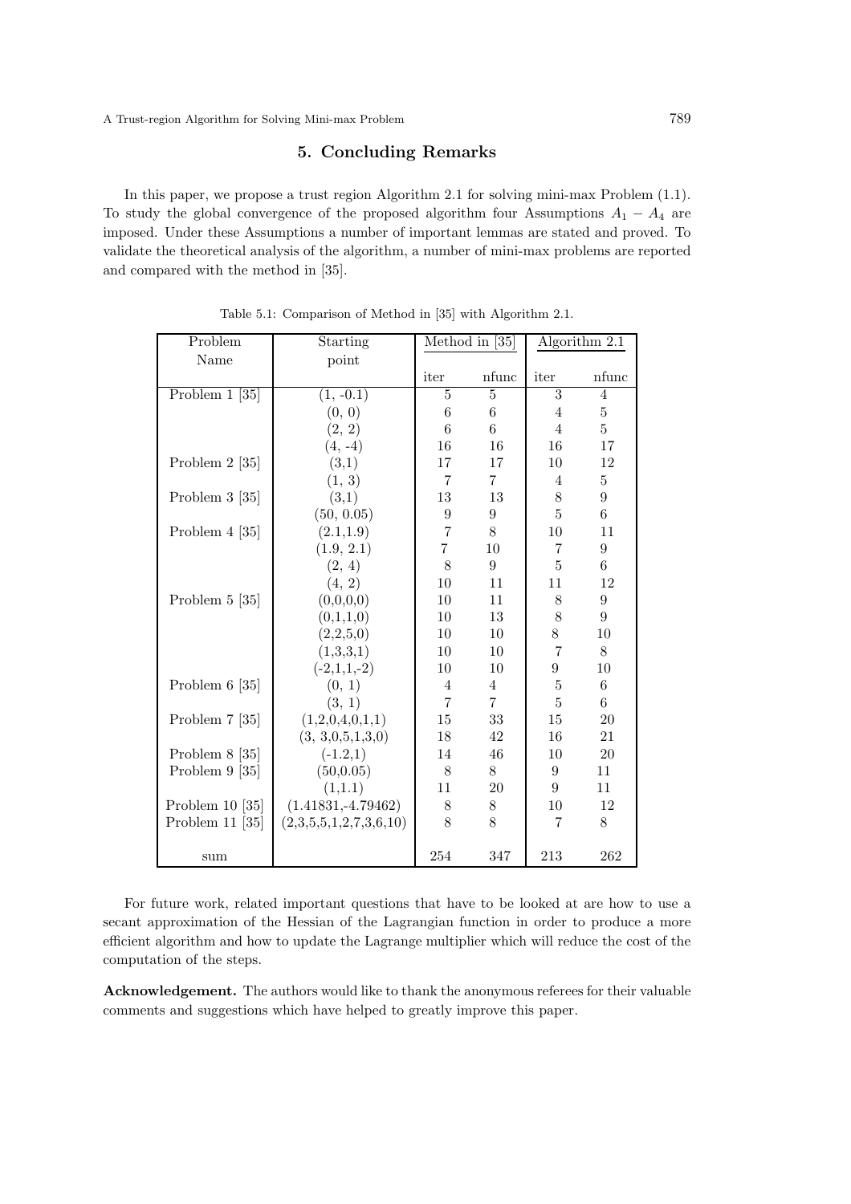## 5. Concluding Remarks

In this paper, we propose a trust region Algorithm 2.1 for solving mini-max Problem (1.1). To study the global convergence of the proposed algorithm four Assumptions $A_1 - A_4$ are imposed. Under these Assumptions a number of important lemmas are stated and proved. To validate the theoretical analysis of the algorithm, a number of mini-max problems are reported and compared with the method in [35].

Table 5.1: Comparison of Method in [35] with Algorithm 2.1.

| Problem Name | Starting point | Method in [35] | | Algorithm 2.1 | |
|---|---|---|---|---|---|
| | | iter | nfunc | iter | nfunc |
| Problem 1 [35] | (1, -0.1) | 5 | 5 | 3 | 4 |
| | (0, 0) | 6 | 6 | 4 | 5 |
| | (2, 2) | 6 | 6 | 4 | 5 |
| | (4, -4) | 16 | 16 | 16 | 17 |
| Problem 2 [35] | (3,1) | 17 | 17 | 10 | 12 |
| | (1, 3) | 7 | 7 | 4 | 5 |
| Problem 3 [35] | (3,1) | 13 | 13 | 8 | 9 |
| | (50, 0.05) | 9 | 9 | 5 | 6 |
| Problem 4 [35] | (2.1,1.9) | 7 | 8 | 10 | 11 |
| | (1.9, 2.1) | 7 | 10 | 7 | 9 |
| | (2, 4) | 8 | 9 | 5 | 6 |
| | (4, 2) | 10 | 11 | 11 | 12 |
| Problem 5 [35] | (0,0,0,0) | 10 | 11 | 8 | 9 |
| | (0,1,1,0) | 10 | 13 | 8 | 9 |
| | (2,2,5,0) | 10 | 10 | 8 | 10 |
| | (1,3,3,1) | 10 | 10 | 7 | 8 |
| | (-2,1,1,-2) | 10 | 10 | 9 | 10 |
| Problem 6 [35] | (0, 1) | 4 | 4 | 5 | 6 |
| | (3, 1) | 7 | 7 | 5 | 6 |
| Problem 7 [35] | (1,2,0,4,0,1,1) | 15 | 33 | 15 | 20 |
| | (3, 3,0,5,1,3,0) | 18 | 42 | 16 | 21 |
| Problem 8 [35] | (-1.2,1) | 14 | 46 | 10 | 20 |
| Problem 9 [35] | (50,0.05) | 8 | 8 | 9 | 11 |
| | (1,1.1) | 11 | 20 | 9 | 11 |
| Problem 10 [35] | (1.41831,-4.79462) | 8 | 8 | 10 | 12 |
| Problem 11 [35] | (2,3,5,5,1,2,7,3,6,10) | 8 | 8 | 7 | 8 |
| sum | | 254 | 347 | 213 | 262 |

For future work, related important questions that have to be looked at are how to use a secant approximation of the Hessian of the Lagrangian function in order to produce a more efficient algorithm and how to update the Lagrange multiplier which will reduce the cost of the computation of the steps.

**Acknowledgement.** The authors would like to thank the anonymous referees for their valuable comments and suggestions which have helped to greatly improve this paper.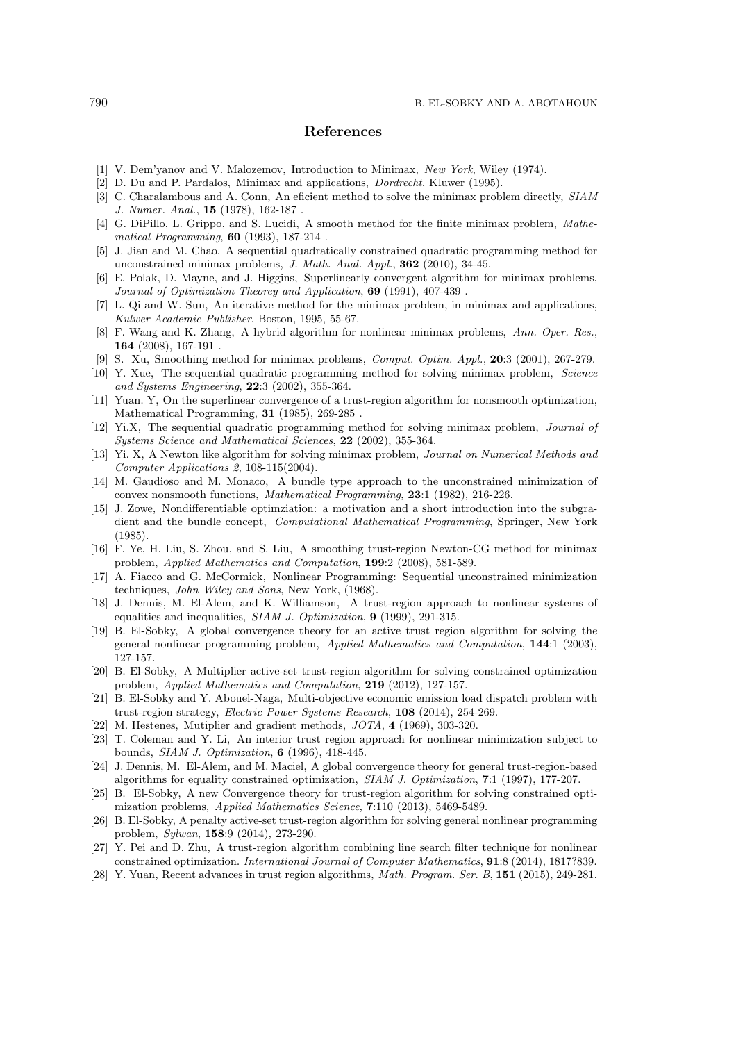## References

[1] V. Dem'yanov and V. Malozemov, Introduction to Minimax, *New York*, Wiley (1974).

[2] D. Du and P. Pardalos, Minimax and applications, *Dordrecht*, Kluwer (1995).

[3] C. Charalambous and A. Conn, An eficient method to solve the minimax problem directly, *SIAM J. Numer. Anal.*, **15** (1978), 162-187 .

[4] G. DiPillo, L. Grippo, and S. Lucidi, A smooth method for the finite minimax problem, *Mathematical Programming*, **60** (1993), 187-214 .

[5] J. Jian and M. Chao, A sequential quadratically constrained quadratic programming method for unconstrained minimax problems, *J. Math. Anal. Appl.*, **362** (2010), 34-45.

[6] E. Polak, D. Mayne, and J. Higgins, Superlinearly convergent algorithm for minimax problems, *Journal of Optimization Theorey and Application*, **69** (1991), 407-439 .

[7] L. Qi and W. Sun, An iterative method for the minimax problem, in minimax and applications, *Kulwer Academic Publisher*, Boston, 1995, 55-67.

[8] F. Wang and K. Zhang, A hybrid algorithm for nonlinear minimax problems, *Ann. Oper. Res.*, **164** (2008), 167-191 .

[9] S. Xu, Smoothing method for minimax problems, *Comput. Optim. Appl.*, **20**:3 (2001), 267-279.

[10] Y. Xue, The sequential quadratic programming method for solving minimax problem, *Science and Systems Engineering*, **22**:3 (2002), 355-364.

[11] Yuan. Y, On the superlinear convergence of a trust-region algorithm for nonsmooth optimization, Mathematical Programming, **31** (1985), 269-285 .

[12] Yi.X, The sequential quadratic programming method for solving minimax problem, *Journal of Systems Science and Mathematical Sciences*, **22** (2002), 355-364.

[13] Yi. X, A Newton like algorithm for solving minimax problem, *Journal on Numerical Methods and Computer Applications 2*, 108-115(2004).

[14] M. Gaudioso and M. Monaco, A bundle type approach to the unconstrained minimization of convex nonsmooth functions, *Mathematical Programming*, **23**:1 (1982), 216-226.

[15] J. Zowe, Nondifferentiable optimziation: a motivation and a short introduction into the subgradient and the bundle concept, *Computational Mathematical Programming*, Springer, New York (1985).

[16] F. Ye, H. Liu, S. Zhou, and S. Liu, A smoothing trust-region Newton-CG method for minimax problem, *Applied Mathematics and Computation*, **199**:2 (2008), 581-589.

[17] A. Fiacco and G. McCormick, Nonlinear Programming: Sequential unconstrained minimization techniques, *John Wiley and Sons*, New York, (1968).

[18] J. Dennis, M. El-Alem, and K. Williamson, A trust-region approach to nonlinear systems of equalities and inequalities, *SIAM J. Optimization*, **9** (1999), 291-315.

[19] B. El-Sobky, A global convergence theory for an active trust region algorithm for solving the general nonlinear programming problem, *Applied Mathematics and Computation*, **144**:1 (2003), 127-157.

[20] B. El-Sobky, A Multiplier active-set trust-region algorithm for solving constrained optimization problem, *Applied Mathematics and Computation*, **219** (2012), 127-157.

[21] B. El-Sobky and Y. Abouel-Naga, Multi-objective economic emission load dispatch problem with trust-region strategy, *Electric Power Systems Research*, **108** (2014), 254-269.

[22] M. Hestenes, Mutiplier and gradient methods, *JOTA*, **4** (1969), 303-320.

[23] T. Coleman and Y. Li, An interior trust region approach for nonlinear minimization subject to bounds, *SIAM J. Optimization*, **6** (1996), 418-445.

[24] J. Dennis, M. El-Alem, and M. Maciel, A global convergence theory for general trust-region-based algorithms for equality constrained optimization, *SIAM J. Optimization*, **7**:1 (1997), 177-207.

[25] B. El-Sobky, A new Convergence theory for trust-region algorithm for solving constrained optimization problems, *Applied Mathematics Science*, **7**:110 (2013), 5469-5489.

[26] B. El-Sobky, A penalty active-set trust-region algorithm for solving general nonlinear programming problem, *Sylwan*, **158**:9 (2014), 273-290.

[27] Y. Pei and D. Zhu, A trust-region algorithm combining line search filter technique for nonlinear constrained optimization. *International Journal of Computer Mathematics*, **91**:8 (2014), 1817?839.

[28] Y. Yuan, Recent advances in trust region algorithms, *Math. Program. Ser. B*, **151** (2015), 249-281.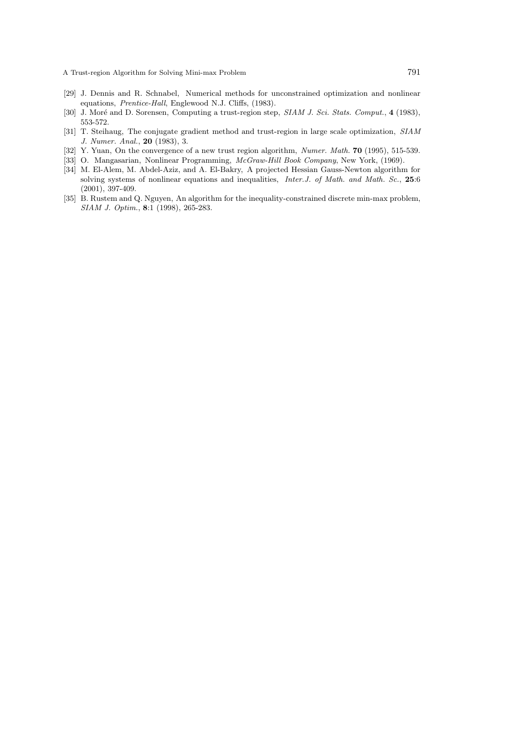[29] J. Dennis and R. Schnabel, Numerical methods for unconstrained optimization and nonlinear equations, *Prentice-Hall*, Englewood N.J. Cliffs, (1983).

[30] J. Moré and D. Sorensen, Computing a trust-region step, *SIAM J. Sci. Stats. Comput.*, **4** (1983), 553-572.

[31] T. Steihaug, The conjugate gradient method and trust-region in large scale optimization, *SIAM J. Numer. Anal.*, **20** (1983), 3.

[32] Y. Yuan, On the convergence of a new trust region algorithm, *Numer. Math.* **70** (1995), 515-539.

[33] O. Mangasarian, Nonlinear Programming, *McGraw-Hill Book Company*, New York, (1969).

[34] M. El-Alem, M. Abdel-Aziz, and A. El-Bakry, A projected Hessian Gauss-Newton algorithm for solving systems of nonlinear equations and inequalities, *Inter.J. of Math. and Math. Sc.*, **25**:6 (2001), 397-409.

[35] B. Rustem and Q. Nguyen, An algorithm for the inequality-constrained discrete min-max problem, *SIAM J. Optim.*, **8**:1 (1998), 265-283.